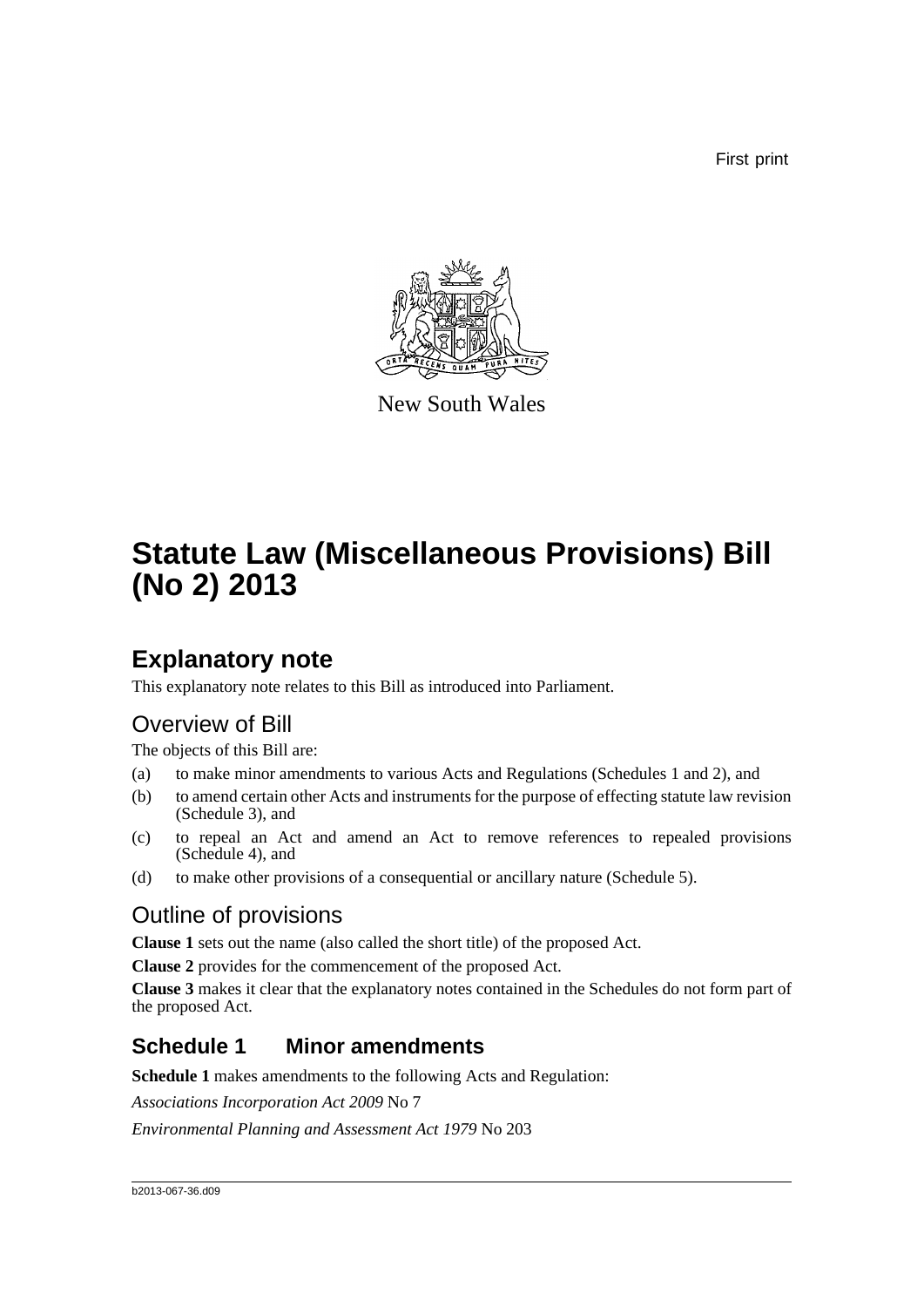First print

New South Wales

# Statute Law (Miscellaneous Provisions) Bill (No 2) 2013

## Explanatory note

This explanatory note relates to this Bill as introduced into Parliament.

## Overview of Bill

The objects of this Bill are:

(a) to make minor amendments to various Acts and Regulations (Schedules 1 and 2), and

(b) to amend certain other Acts and instruments for the purpose of effecting statute law revision (Schedule 3), and

(c) to repeal an Act and amend an Act to remove references to repealed provisions (Schedule 4), and

(d) to make other provisions of a consequential or ancillary nature (Schedule 5).

## Outline of provisions

**Clause 1** sets out the name (also called the short title) of the proposed Act.

**Clause 2** provides for the commencement of the proposed Act.

**Clause 3** makes it clear that the explanatory notes contained in the Schedules do not form part of the proposed Act.

### Schedule 1 Minor amendments

**Schedule 1** makes amendments to the following Acts and Regulation:

*Associations Incorporation Act 2009* No 7

*Environmental Planning and Assessment Act 1979* No 203

b2013-067-36.d09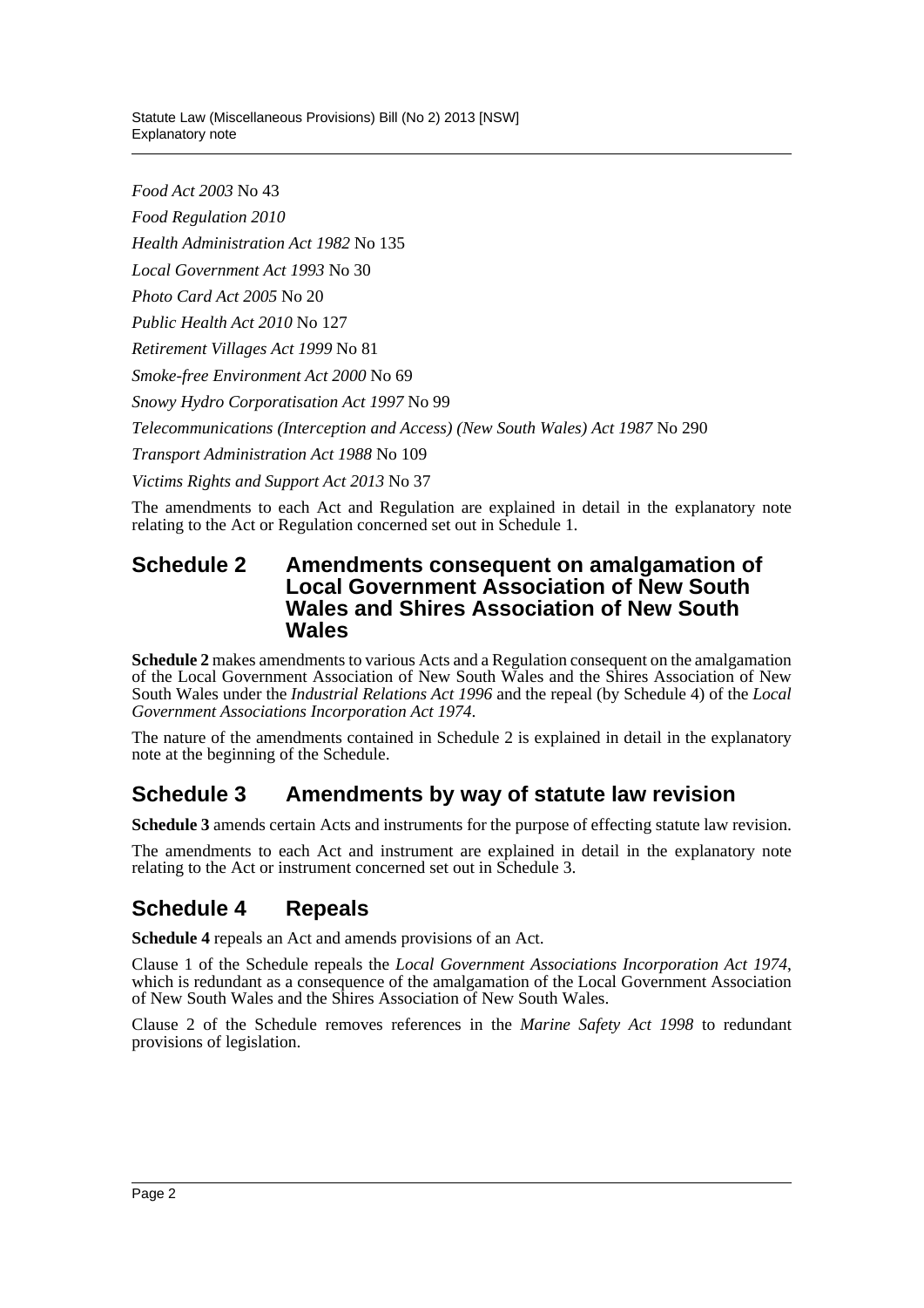*Food Act 2003* No 43

*Food Regulation 2010*

*Health Administration Act 1982* No 135

*Local Government Act 1993* No 30

*Photo Card Act 2005* No 20

*Public Health Act 2010* No 127

*Retirement Villages Act 1999* No 81

*Smoke-free Environment Act 2000* No 69

*Snowy Hydro Corporatisation Act 1997* No 99

*Telecommunications (Interception and Access) (New South Wales) Act 1987* No 290

*Transport Administration Act 1988* No 109

*Victims Rights and Support Act 2013* No 37

The amendments to each Act and Regulation are explained in detail in the explanatory note relating to the Act or Regulation concerned set out in Schedule 1.

## Schedule 2 Amendments consequent on amalgamation of Local Government Association of New South Wales and Shires Association of New South Wales

**Schedule 2** makes amendments to various Acts and a Regulation consequent on the amalgamation of the Local Government Association of New South Wales and the Shires Association of New South Wales under the *Industrial Relations Act 1996* and the repeal (by Schedule 4) of the *Local Government Associations Incorporation Act 1974*.

The nature of the amendments contained in Schedule 2 is explained in detail in the explanatory note at the beginning of the Schedule.

## Schedule 3 Amendments by way of statute law revision

**Schedule 3** amends certain Acts and instruments for the purpose of effecting statute law revision.

The amendments to each Act and instrument are explained in detail in the explanatory note relating to the Act or instrument concerned set out in Schedule 3.

## Schedule 4 Repeals

**Schedule 4** repeals an Act and amends provisions of an Act.

Clause 1 of the Schedule repeals the *Local Government Associations Incorporation Act 1974*, which is redundant as a consequence of the amalgamation of the Local Government Association of New South Wales and the Shires Association of New South Wales.

Clause 2 of the Schedule removes references in the *Marine Safety Act 1998* to redundant provisions of legislation.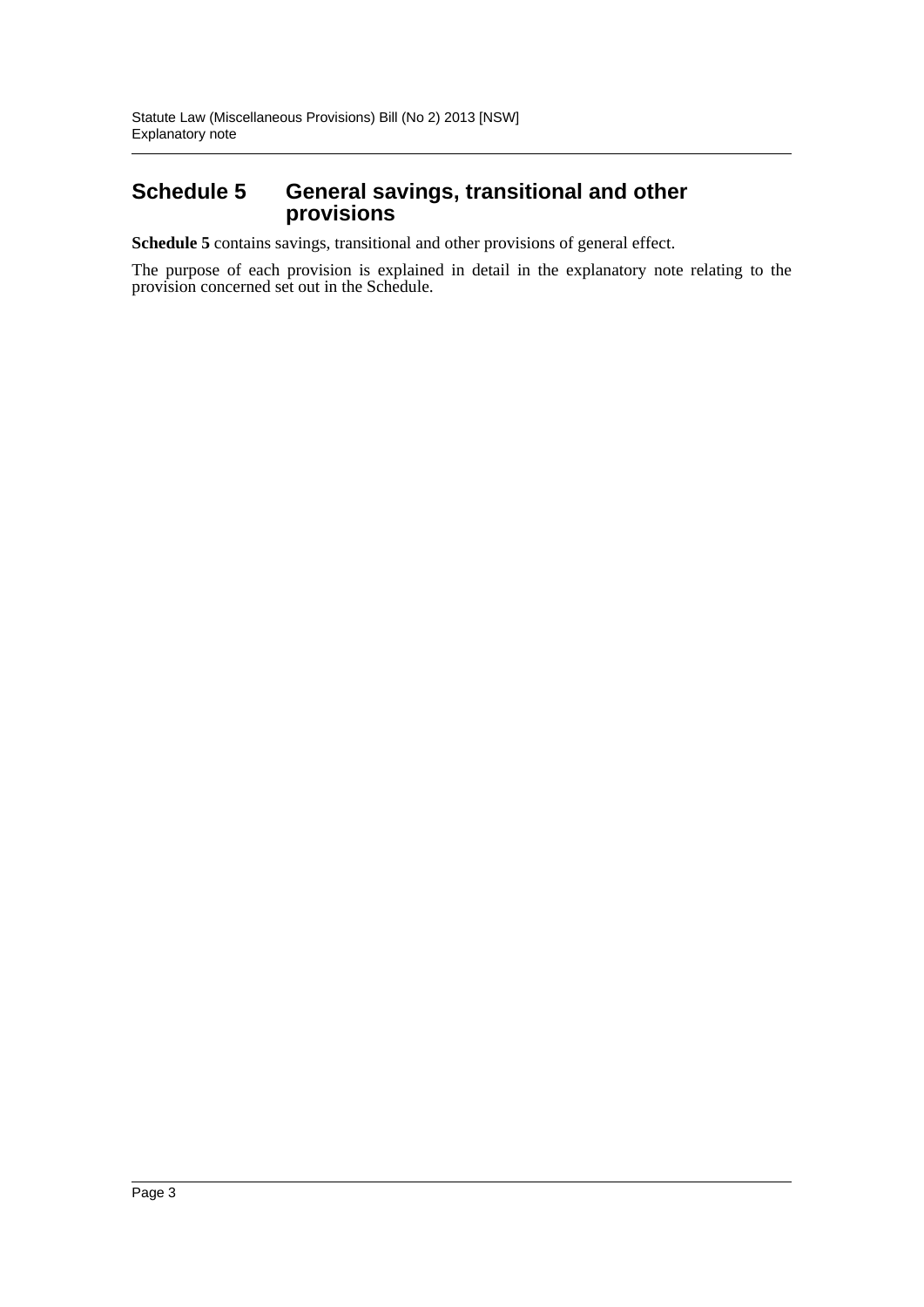## Schedule 5 General savings, transitional and other provisions

**Schedule 5** contains savings, transitional and other provisions of general effect.

The purpose of each provision is explained in detail in the explanatory note relating to the provision concerned set out in the Schedule.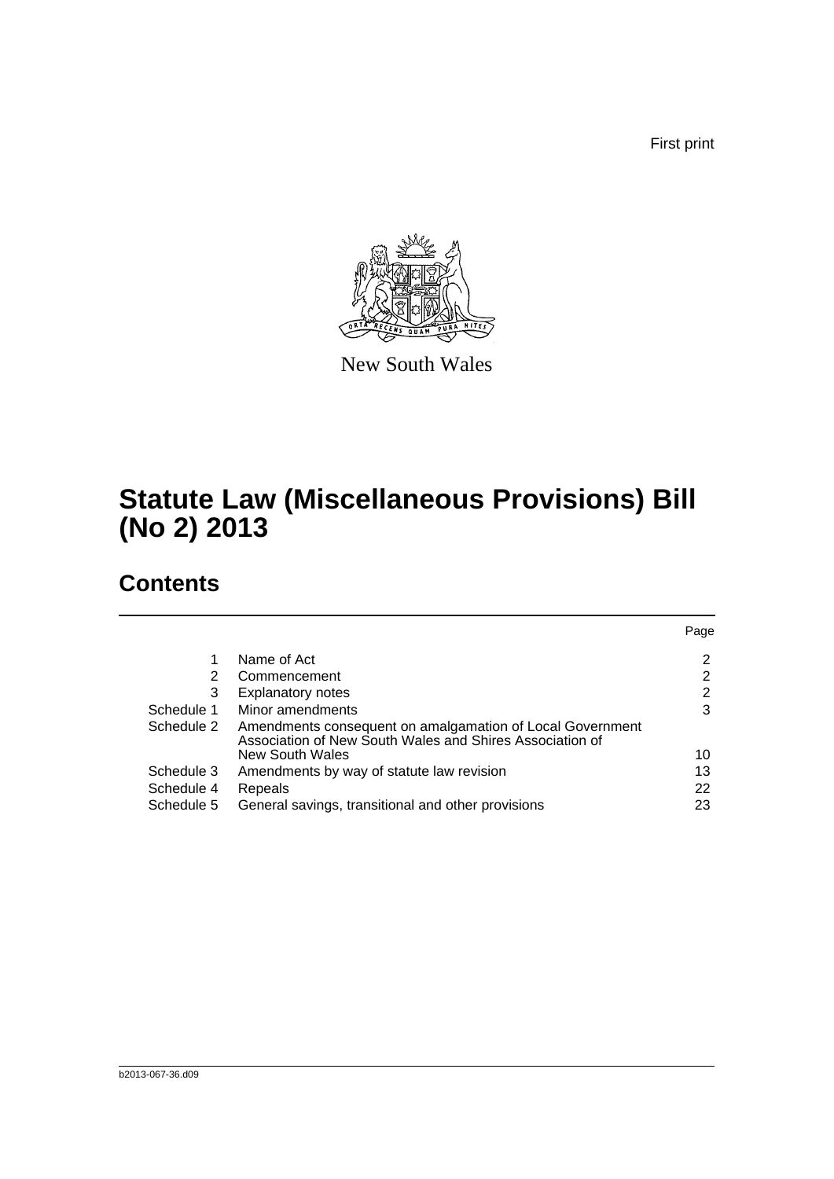First print

New South Wales

# Statute Law (Miscellaneous Provisions) Bill (No 2) 2013

## Contents

| | | Page |
|---|---|---|
| 1 | Name of Act | 2 |
| 2 | Commencement | 2 |
| 3 | Explanatory notes | 2 |
| Schedule 1 | Minor amendments | 3 |
| Schedule 2 | Amendments consequent on amalgamation of Local Government Association of New South Wales and Shires Association of New South Wales | 10 |
| Schedule 3 | Amendments by way of statute law revision | 13 |
| Schedule 4 | Repeals | 22 |
| Schedule 5 | General savings, transitional and other provisions | 23 |

b2013-067-36.d09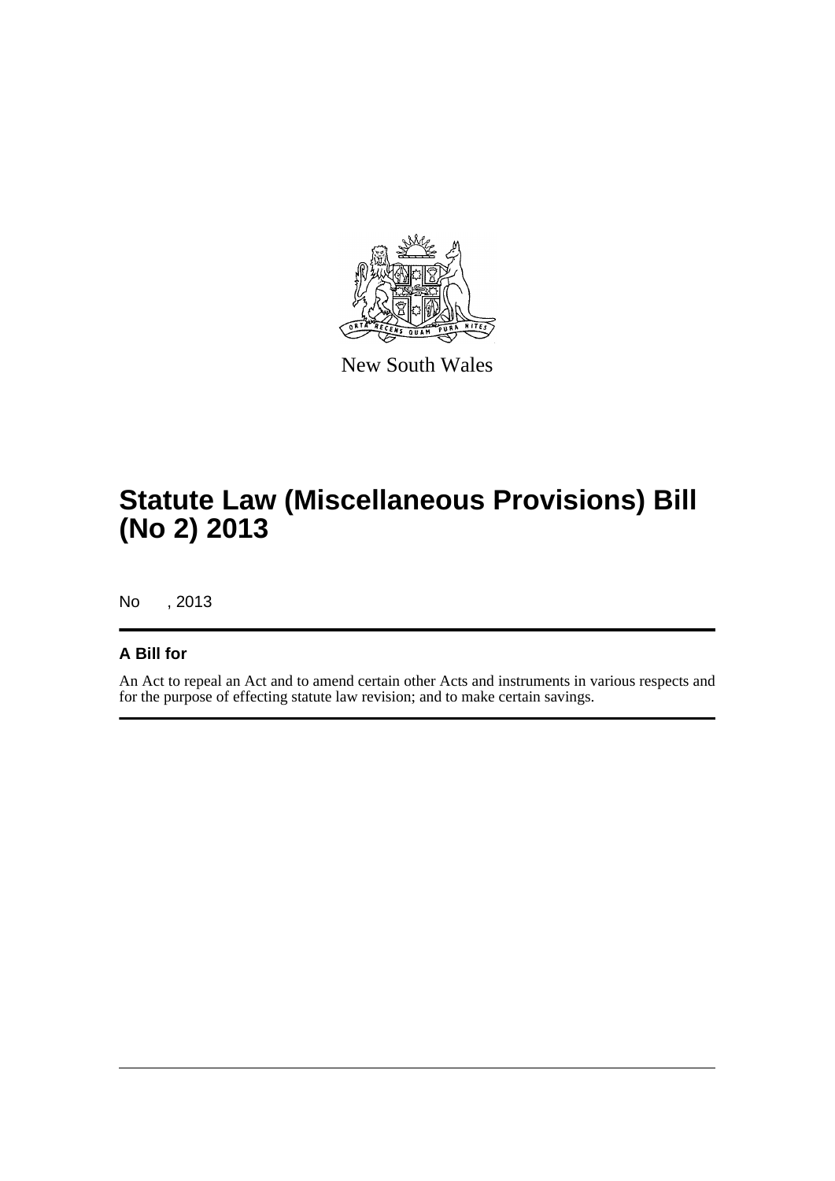New South Wales

# Statute Law (Miscellaneous Provisions) Bill (No 2) 2013

No , 2013

## A Bill for

An Act to repeal an Act and to amend certain other Acts and instruments in various respects and for the purpose of effecting statute law revision; and to make certain savings.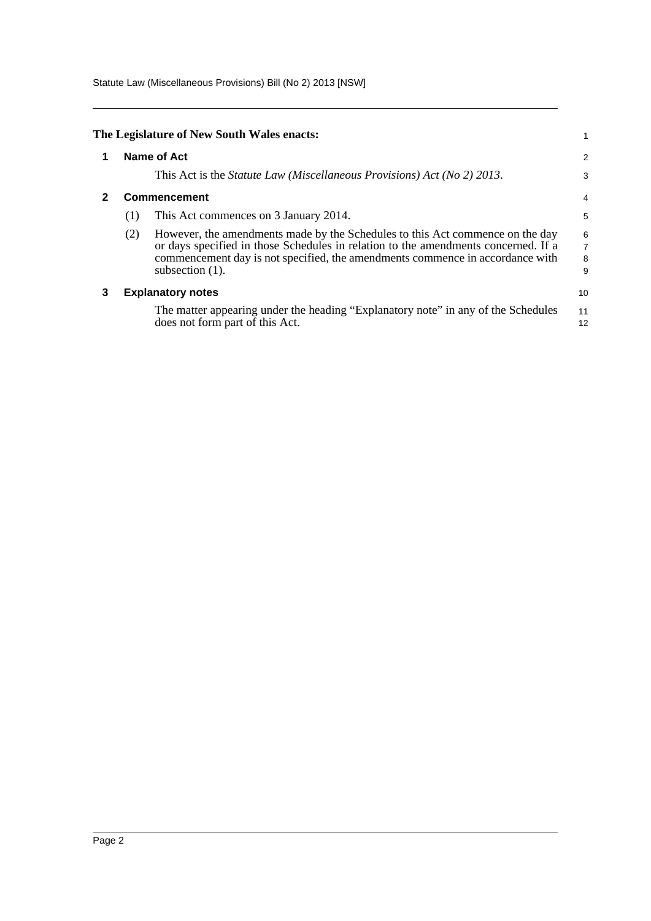**The Legislature of New South Wales enacts:**

## 1 Name of Act

This Act is the *Statute Law (Miscellaneous Provisions) Act (No 2) 2013*.

## 2 Commencement

(1) This Act commences on 3 January 2014.

(2) However, the amendments made by the Schedules to this Act commence on the day or days specified in those Schedules in relation to the amendments concerned. If a commencement day is not specified, the amendments commence in accordance with subsection (1).

## 3 Explanatory notes

The matter appearing under the heading "Explanatory note" in any of the Schedules does not form part of this Act.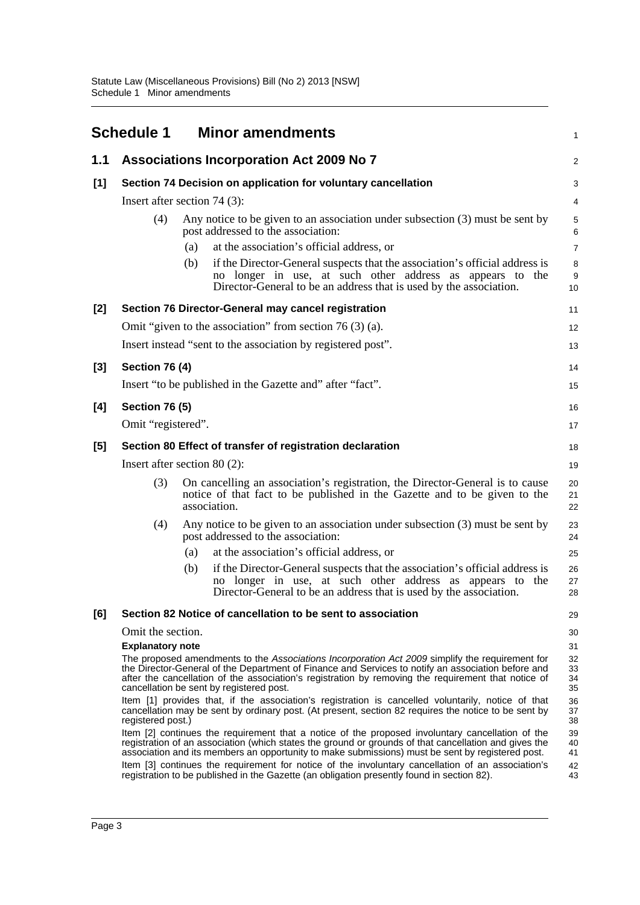# Schedule 1 Minor amendments

## 1.1 Associations Incorporation Act 2009 No 7

### [1] Section 74 Decision on application for voluntary cancellation

Insert after section 74 (3):

> (4) Any notice to be given to an association under subsection (3) must be sent by post addressed to the association:
>
> (a) at the association's official address, or
>
> (b) if the Director-General suspects that the association's official address is no longer in use, at such other address as appears to the Director-General to be an address that is used by the association.

### [2] Section 76 Director-General may cancel registration

Omit "given to the association" from section 76 (3) (a).

Insert instead "sent to the association by registered post".

### [3] Section 76 (4)

Insert "to be published in the Gazette and" after "fact".

### [4] Section 76 (5)

Omit "registered".

### [5] Section 80 Effect of transfer of registration declaration

Insert after section 80 (2):

> (3) On cancelling an association's registration, the Director-General is to cause notice of that fact to be published in the Gazette and to be given to the association.
>
> (4) Any notice to be given to an association under subsection (3) must be sent by post addressed to the association:
>
> (a) at the association's official address, or
>
> (b) if the Director-General suspects that the association's official address is no longer in use, at such other address as appears to the Director-General to be an address that is used by the association.

### [6] Section 82 Notice of cancellation to be sent to association

Omit the section.

**Explanatory note**

The proposed amendments to the *Associations Incorporation Act 2009* simplify the requirement for the Director-General of the Department of Finance and Services to notify an association before and after the cancellation of the association's registration by removing the requirement that notice of cancellation be sent by registered post.

Item [1] provides that, if the association's registration is cancelled voluntarily, notice of that cancellation may be sent by ordinary post. (At present, section 82 requires the notice to be sent by registered post.)

Item [2] continues the requirement that a notice of the proposed involuntary cancellation of the registration of an association (which states the ground or grounds of that cancellation and gives the association and its members an opportunity to make submissions) must be sent by registered post.

Item [3] continues the requirement for notice of the involuntary cancellation of an association's registration to be published in the Gazette (an obligation presently found in section 82).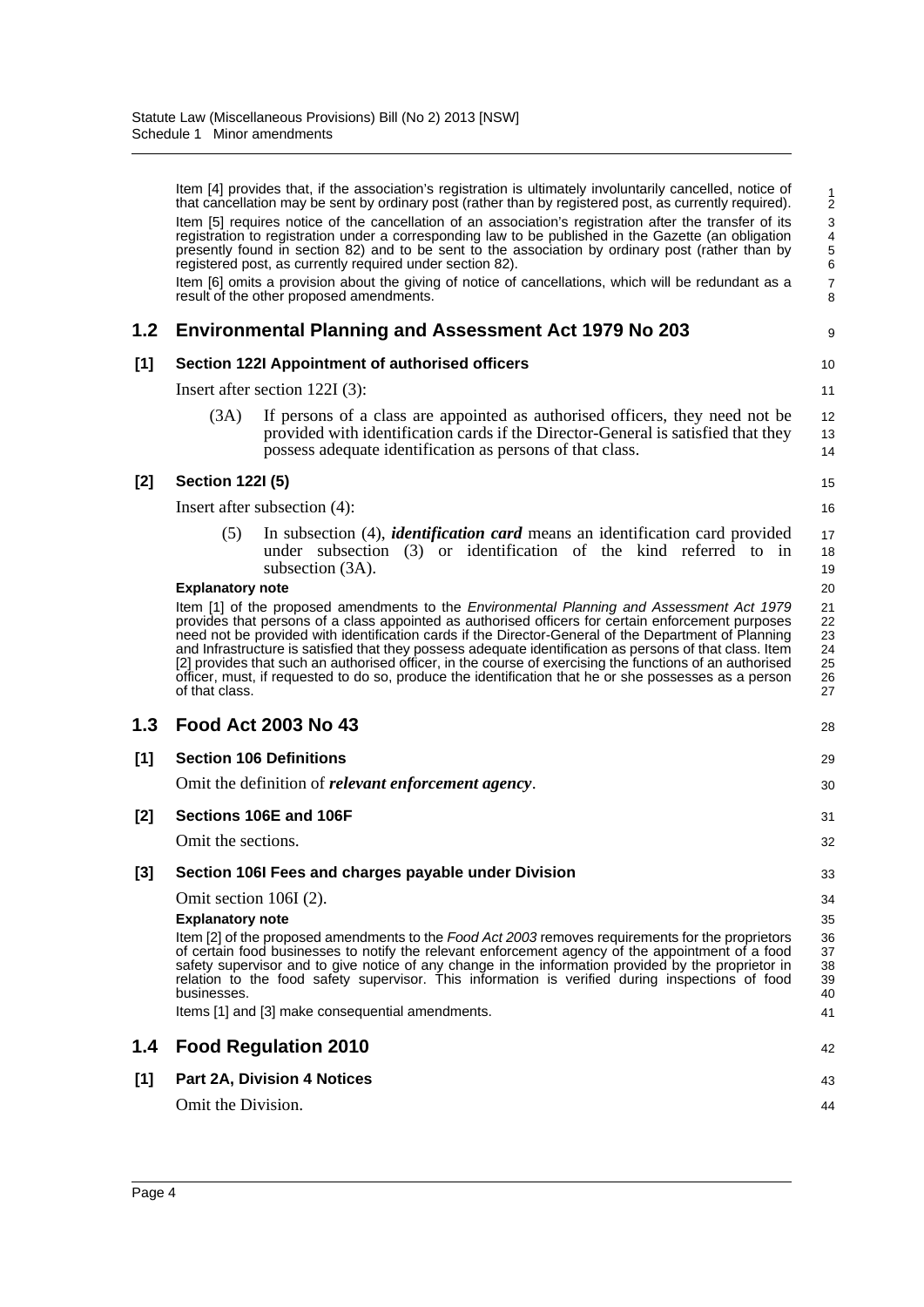Item [4] provides that, if the association's registration is ultimately involuntarily cancelled, notice of that cancellation may be sent by ordinary post (rather than by registered post, as currently required).

Item [5] requires notice of the cancellation of an association's registration after the transfer of its registration to registration under a corresponding law to be published in the Gazette (an obligation presently found in section 82) and to be sent to the association by ordinary post (rather than by registered post, as currently required under section 82).

Item [6] omits a provision about the giving of notice of cancellations, which will be redundant as a result of the other proposed amendments.

## 1.2 Environmental Planning and Assessment Act 1979 No 203

### [1] Section 122I Appointment of authorised officers

Insert after section 122I (3):

(3A) If persons of a class are appointed as authorised officers, they need not be provided with identification cards if the Director-General is satisfied that they possess adequate identification as persons of that class.

### [2] Section 122I (5)

Insert after subsection (4):

(5) In subsection (4), ***identification card*** means an identification card provided under subsection (3) or identification of the kind referred to in subsection (3A).

**Explanatory note**

Item [1] of the proposed amendments to the *Environmental Planning and Assessment Act 1979* provides that persons of a class appointed as authorised officers for certain enforcement purposes need not be provided with identification cards if the Director-General of the Department of Planning and Infrastructure is satisfied that they possess adequate identification as persons of that class. Item [2] provides that such an authorised officer, in the course of exercising the functions of an authorised officer, must, if requested to do so, produce the identification that he or she possesses as a person of that class.

## 1.3 Food Act 2003 No 43

### [1] Section 106 Definitions

Omit the definition of ***relevant enforcement agency***.

### [2] Sections 106E and 106F

Omit the sections.

### [3] Section 106I Fees and charges payable under Division

Omit section 106I (2).

**Explanatory note**

Item [2] of the proposed amendments to the *Food Act 2003* removes requirements for the proprietors of certain food businesses to notify the relevant enforcement agency of the appointment of a food safety supervisor and to give notice of any change in the information provided by the proprietor in relation to the food safety supervisor. This information is verified during inspections of food businesses.

Items [1] and [3] make consequential amendments.

## 1.4 Food Regulation 2010

### [1] Part 2A, Division 4 Notices

Omit the Division.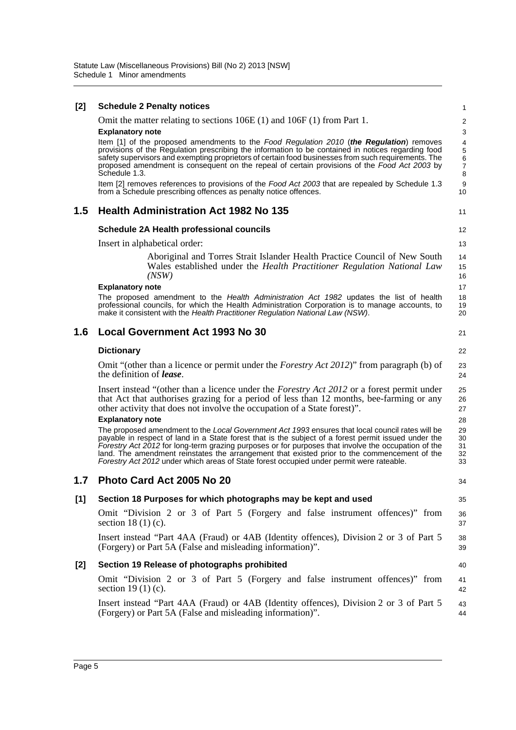**[2] Schedule 2 Penalty notices**

Omit the matter relating to sections 106E (1) and 106F (1) from Part 1.

**Explanatory note**

Item [1] of the proposed amendments to the *Food Regulation 2010* (***the Regulation***) removes provisions of the Regulation prescribing the information to be contained in notices regarding food safety supervisors and exempting proprietors of certain food businesses from such requirements. The proposed amendment is consequent on the repeal of certain provisions of the *Food Act 2003* by Schedule 1.3.

Item [2] removes references to provisions of the *Food Act 2003* that are repealed by Schedule 1.3 from a Schedule prescribing offences as penalty notice offences.

## 1.5 Health Administration Act 1982 No 135

**Schedule 2A Health professional councils**

Insert in alphabetical order:

> Aboriginal and Torres Strait Islander Health Practice Council of New South Wales established under the *Health Practitioner Regulation National Law (NSW)*

**Explanatory note**

The proposed amendment to the *Health Administration Act 1982* updates the list of health professional councils, for which the Health Administration Corporation is to manage accounts, to make it consistent with the *Health Practitioner Regulation National Law (NSW)*.

## 1.6 Local Government Act 1993 No 30

**Dictionary**

Omit "(other than a licence or permit under the *Forestry Act 2012*)" from paragraph (b) of the definition of ***lease***.

Insert instead "(other than a licence under the *Forestry Act 2012* or a forest permit under that Act that authorises grazing for a period of less than 12 months, bee-farming or any other activity that does not involve the occupation of a State forest)".

**Explanatory note**

The proposed amendment to the *Local Government Act 1993* ensures that local council rates will be payable in respect of land in a State forest that is the subject of a forest permit issued under the *Forestry Act 2012* for long-term grazing purposes or for purposes that involve the occupation of the land. The amendment reinstates the arrangement that existed prior to the commencement of the *Forestry Act 2012* under which areas of State forest occupied under permit were rateable.

## 1.7 Photo Card Act 2005 No 20

**[1] Section 18 Purposes for which photographs may be kept and used**

Omit "Division 2 or 3 of Part 5 (Forgery and false instrument offences)" from section 18 (1) (c).

Insert instead "Part 4AA (Fraud) or 4AB (Identity offences), Division 2 or 3 of Part 5 (Forgery) or Part 5A (False and misleading information)".

**[2] Section 19 Release of photographs prohibited**

Omit "Division 2 or 3 of Part 5 (Forgery and false instrument offences)" from section 19 (1) (c).

Insert instead "Part 4AA (Fraud) or 4AB (Identity offences), Division 2 or 3 of Part 5 (Forgery) or Part 5A (False and misleading information)".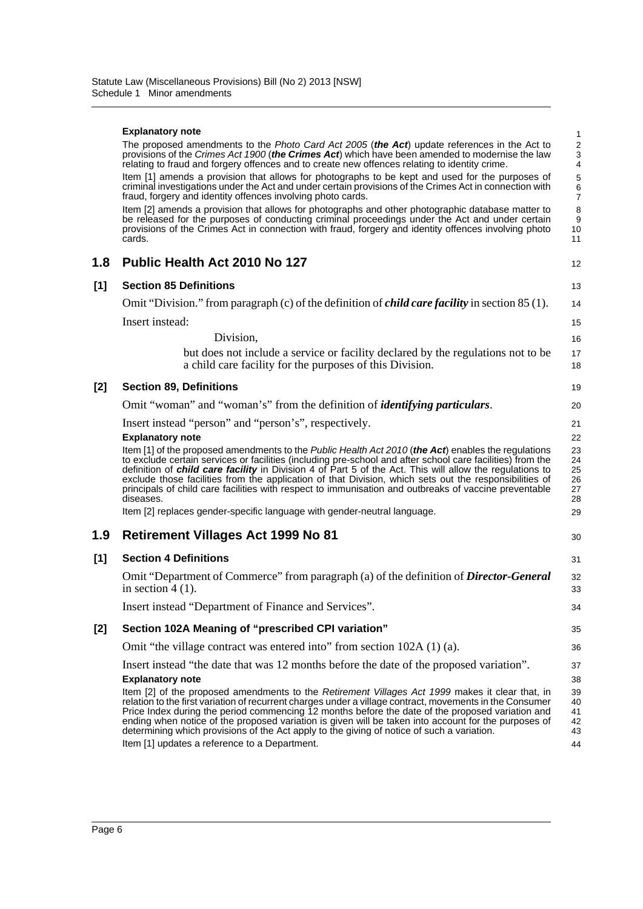**Explanatory note**

The proposed amendments to the *Photo Card Act 2005* (***the Act***) update references in the Act to provisions of the *Crimes Act 1900* (***the Crimes Act***) which have been amended to modernise the law relating to fraud and forgery offences and to create new offences relating to identity crime.

Item [1] amends a provision that allows for photographs to be kept and used for the purposes of criminal investigations under the Act and under certain provisions of the Crimes Act in connection with fraud, forgery and identity offences involving photo cards.

Item [2] amends a provision that allows for photographs and other photographic database matter to be released for the purposes of conducting criminal proceedings under the Act and under certain provisions of the Crimes Act in connection with fraud, forgery and identity offences involving photo cards.

## 1.8 Public Health Act 2010 No 127

### [1] Section 85 Definitions

Omit "Division." from paragraph (c) of the definition of ***child care facility*** in section 85 (1).

Insert instead:

Division,

but does not include a service or facility declared by the regulations not to be a child care facility for the purposes of this Division.

### [2] Section 89, Definitions

Omit "woman" and "woman's" from the definition of ***identifying particulars***.

Insert instead "person" and "person's", respectively.

**Explanatory note**

Item [1] of the proposed amendments to the *Public Health Act 2010* (***the Act***) enables the regulations to exclude certain services or facilities (including pre-school and after school care facilities) from the definition of ***child care facility*** in Division 4 of Part 5 of the Act. This will allow the regulations to exclude those facilities from the application of that Division, which sets out the responsibilities of principals of child care facilities with respect to immunisation and outbreaks of vaccine preventable diseases.

Item [2] replaces gender-specific language with gender-neutral language.

## 1.9 Retirement Villages Act 1999 No 81

### [1] Section 4 Definitions

Omit "Department of Commerce" from paragraph (a) of the definition of ***Director-General*** in section 4 (1).

Insert instead "Department of Finance and Services".

### [2] Section 102A Meaning of "prescribed CPI variation"

Omit "the village contract was entered into" from section 102A (1) (a).

Insert instead "the date that was 12 months before the date of the proposed variation".

**Explanatory note**

Item [2] of the proposed amendments to the *Retirement Villages Act 1999* makes it clear that, in relation to the first variation of recurrent charges under a village contract, movements in the Consumer Price Index during the period commencing 12 months before the date of the proposed variation and ending when notice of the proposed variation is given will be taken into account for the purposes of determining which provisions of the Act apply to the giving of notice of such a variation.

Item [1] updates a reference to a Department.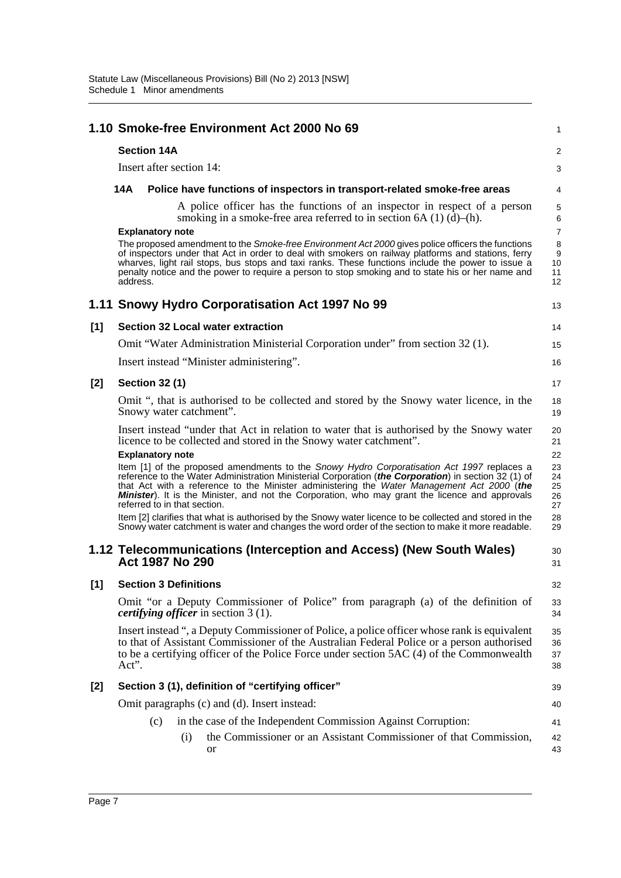## 1.10 Smoke-free Environment Act 2000 No 69

### Section 14A

Insert after section 14:

#### 14A Police have functions of inspectors in transport-related smoke-free areas

A police officer has the functions of an inspector in respect of a person smoking in a smoke-free area referred to in section 6A (1) (d)–(h).

**Explanatory note**

The proposed amendment to the *Smoke-free Environment Act 2000* gives police officers the functions of inspectors under that Act in order to deal with smokers on railway platforms and stations, ferry wharves, light rail stops, bus stops and taxi ranks. These functions include the power to issue a penalty notice and the power to require a person to stop smoking and to state his or her name and address.

## 1.11 Snowy Hydro Corporatisation Act 1997 No 99

### [1] Section 32 Local water extraction

Omit "Water Administration Ministerial Corporation under" from section 32 (1).

Insert instead "Minister administering".

### [2] Section 32 (1)

Omit ", that is authorised to be collected and stored by the Snowy water licence, in the Snowy water catchment".

Insert instead "under that Act in relation to water that is authorised by the Snowy water licence to be collected and stored in the Snowy water catchment".

**Explanatory note**

Item [1] of the proposed amendments to the *Snowy Hydro Corporatisation Act 1997* replaces a reference to the Water Administration Ministerial Corporation (***the Corporation***) in section 32 (1) of that Act with a reference to the Minister administering the *Water Management Act 2000* (***the Minister***). It is the Minister, and not the Corporation, who may grant the licence and approvals referred to in that section.

Item [2] clarifies that what is authorised by the Snowy water licence to be collected and stored in the Snowy water catchment is water and changes the word order of the section to make it more readable.

## 1.12 Telecommunications (Interception and Access) (New South Wales) Act 1987 No 290

### [1] Section 3 Definitions

Omit "or a Deputy Commissioner of Police" from paragraph (a) of the definition of ***certifying officer*** in section 3 (1).

Insert instead ", a Deputy Commissioner of Police, a police officer whose rank is equivalent to that of Assistant Commissioner of the Australian Federal Police or a person authorised to be a certifying officer of the Police Force under section 5AC (4) of the Commonwealth Act".

### [2] Section 3 (1), definition of "certifying officer"

Omit paragraphs (c) and (d). Insert instead:

(c) in the case of the Independent Commission Against Corruption:

(i) the Commissioner or an Assistant Commissioner of that Commission, or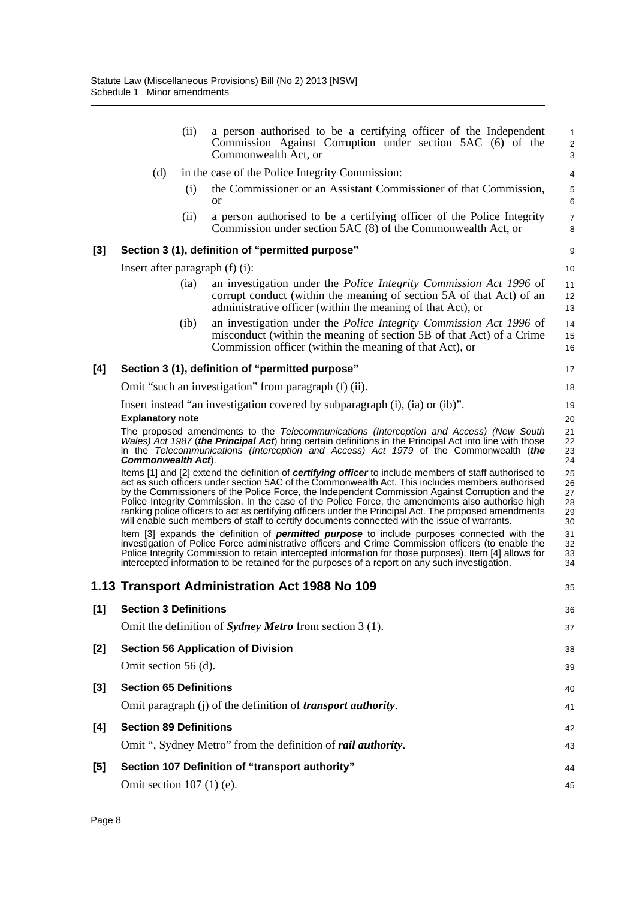(ii) a person authorised to be a certifying officer of the Independent Commission Against Corruption under section 5AC (6) of the Commonwealth Act, or

(d) in the case of the Police Integrity Commission:

(i) the Commissioner or an Assistant Commissioner of that Commission, or

(ii) a person authorised to be a certifying officer of the Police Integrity Commission under section 5AC (8) of the Commonwealth Act, or

**[3] Section 3 (1), definition of "permitted purpose"**

Insert after paragraph (f) (i):

(ia) an investigation under the *Police Integrity Commission Act 1996* of corrupt conduct (within the meaning of section 5A of that Act) of an administrative officer (within the meaning of that Act), or

(ib) an investigation under the *Police Integrity Commission Act 1996* of misconduct (within the meaning of section 5B of that Act) of a Crime Commission officer (within the meaning of that Act), or

**[4] Section 3 (1), definition of "permitted purpose"**

Omit "such an investigation" from paragraph (f) (ii).

Insert instead "an investigation covered by subparagraph (i), (ia) or (ib)".

**Explanatory note**

The proposed amendments to the *Telecommunications (Interception and Access) (New South Wales) Act 1987* (***the Principal Act***) bring certain definitions in the Principal Act into line with those in the *Telecommunications (Interception and Access) Act 1979* of the Commonwealth (***the Commonwealth Act***).

Items [1] and [2] extend the definition of ***certifying officer*** to include members of staff authorised to act as such officers under section 5AC of the Commonwealth Act. This includes members authorised by the Commissioners of the Police Force, the Independent Commission Against Corruption and the Police Integrity Commission. In the case of the Police Force, the amendments also authorise high ranking police officers to act as certifying officers under the Principal Act. The proposed amendments will enable such members of staff to certify documents connected with the issue of warrants.

Item [3] expands the definition of ***permitted purpose*** to include purposes connected with the investigation of Police Force administrative officers and Crime Commission officers (to enable the Police Integrity Commission to retain intercepted information for those purposes). Item [4] allows for intercepted information to be retained for the purposes of a report on any such investigation.

## 1.13 Transport Administration Act 1988 No 109

**[1] Section 3 Definitions**

Omit the definition of ***Sydney Metro*** from section 3 (1).

**[2] Section 56 Application of Division**

Omit section 56 (d).

**[3] Section 65 Definitions**

Omit paragraph (j) of the definition of ***transport authority***.

**[4] Section 89 Definitions**

Omit ", Sydney Metro" from the definition of ***rail authority***.

**[5] Section 107 Definition of "transport authority"**

Omit section 107 (1) (e).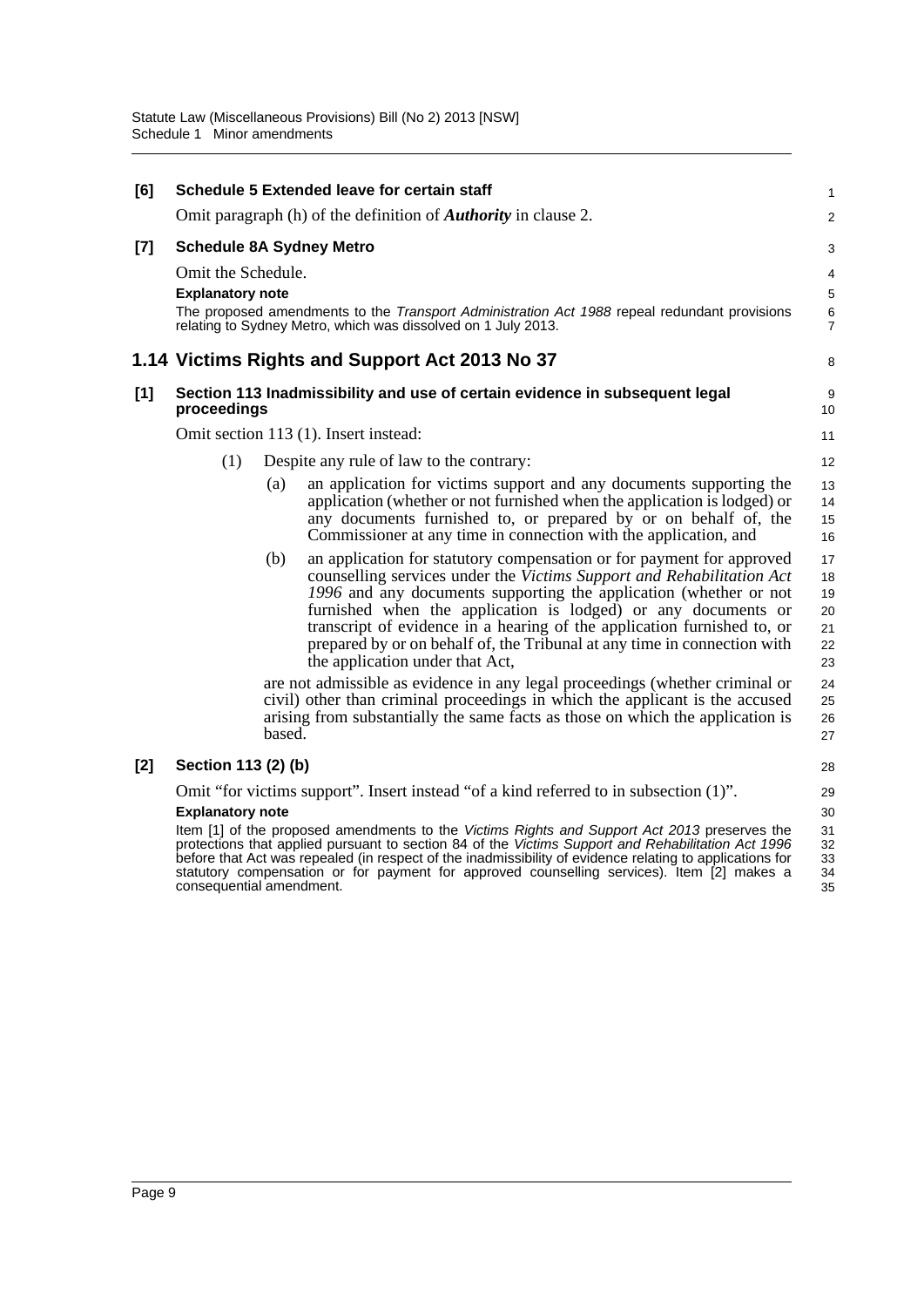**[6] Schedule 5 Extended leave for certain staff**

Omit paragraph (h) of the definition of ***Authority*** in clause 2.

**[7] Schedule 8A Sydney Metro**

Omit the Schedule.

**Explanatory note**

The proposed amendments to the *Transport Administration Act 1988* repeal redundant provisions relating to Sydney Metro, which was dissolved on 1 July 2013.

## 1.14 Victims Rights and Support Act 2013 No 37

**[1] Section 113 Inadmissibility and use of certain evidence in subsequent legal proceedings**

Omit section 113 (1). Insert instead:

(1) Despite any rule of law to the contrary:

(a) an application for victims support and any documents supporting the application (whether or not furnished when the application is lodged) or any documents furnished to, or prepared by or on behalf of, the Commissioner at any time in connection with the application, and

(b) an application for statutory compensation or for payment for approved counselling services under the *Victims Support and Rehabilitation Act 1996* and any documents supporting the application (whether or not furnished when the application is lodged) or any documents or transcript of evidence in a hearing of the application furnished to, or prepared by or on behalf of, the Tribunal at any time in connection with the application under that Act,

are not admissible as evidence in any legal proceedings (whether criminal or civil) other than criminal proceedings in which the applicant is the accused arising from substantially the same facts as those on which the application is based.

**[2] Section 113 (2) (b)**

Omit "for victims support". Insert instead "of a kind referred to in subsection (1)".

**Explanatory note**

Item [1] of the proposed amendments to the *Victims Rights and Support Act 2013* preserves the protections that applied pursuant to section 84 of the *Victims Support and Rehabilitation Act 1996* before that Act was repealed (in respect of the inadmissibility of evidence relating to applications for statutory compensation or for payment for approved counselling services). Item [2] makes a consequential amendment.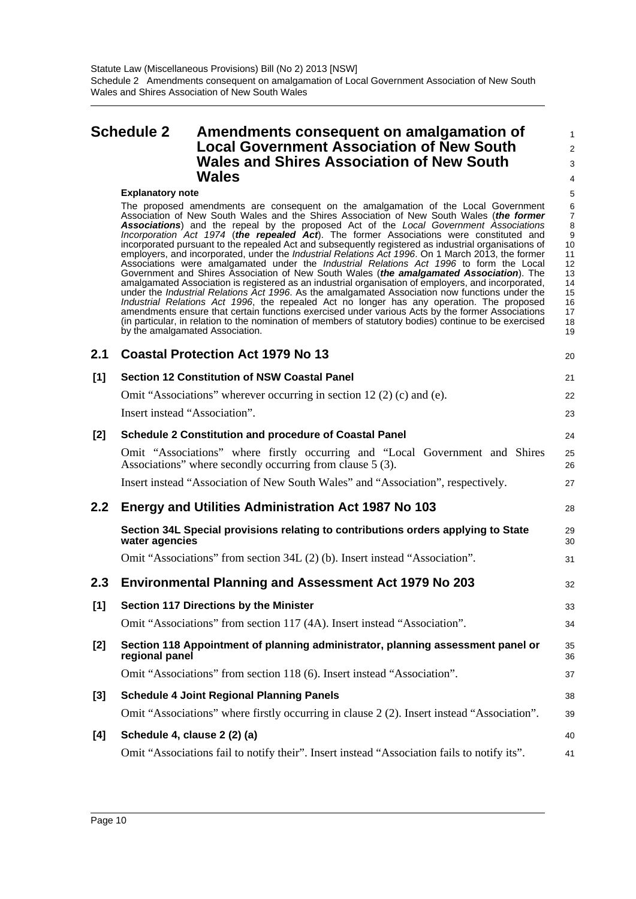# Schedule 2 Amendments consequent on amalgamation of Local Government Association of New South Wales and Shires Association of New South Wales

**Explanatory note**

The proposed amendments are consequent on the amalgamation of the Local Government Association of New South Wales and the Shires Association of New South Wales (***the former Associations***) and the repeal by the proposed Act of the *Local Government Associations Incorporation Act 1974* (***the repealed Act***). The former Associations were constituted and incorporated pursuant to the repealed Act and subsequently registered as industrial organisations of employers, and incorporated, under the *Industrial Relations Act 1996*. On 1 March 2013, the former Associations were amalgamated under the *Industrial Relations Act 1996* to form the Local Government and Shires Association of New South Wales (***the amalgamated Association***). The amalgamated Association is registered as an industrial organisation of employers, and incorporated, under the *Industrial Relations Act 1996*. As the amalgamated Association now functions under the *Industrial Relations Act 1996*, the repealed Act no longer has any operation. The proposed amendments ensure that certain functions exercised under various Acts by the former Associations (in particular, in relation to the nomination of members of statutory bodies) continue to be exercised by the amalgamated Association.

## 2.1 Coastal Protection Act 1979 No 13

**[1] Section 12 Constitution of NSW Coastal Panel**

Omit "Associations" wherever occurring in section 12 (2) (c) and (e).

Insert instead "Association".

**[2] Schedule 2 Constitution and procedure of Coastal Panel**

Omit "Associations" where firstly occurring and "Local Government and Shires Associations" where secondly occurring from clause 5 (3).

Insert instead "Association of New South Wales" and "Association", respectively.

## 2.2 Energy and Utilities Administration Act 1987 No 103

**Section 34L Special provisions relating to contributions orders applying to State water agencies**

Omit "Associations" from section 34L (2) (b). Insert instead "Association".

## 2.3 Environmental Planning and Assessment Act 1979 No 203

**[1] Section 117 Directions by the Minister**

Omit "Associations" from section 117 (4A). Insert instead "Association".

**[2] Section 118 Appointment of planning administrator, planning assessment panel or regional panel**

Omit "Associations" from section 118 (6). Insert instead "Association".

**[3] Schedule 4 Joint Regional Planning Panels**

Omit "Associations" where firstly occurring in clause 2 (2). Insert instead "Association".

**[4] Schedule 4, clause 2 (2) (a)**

Omit "Associations fail to notify their". Insert instead "Association fails to notify its".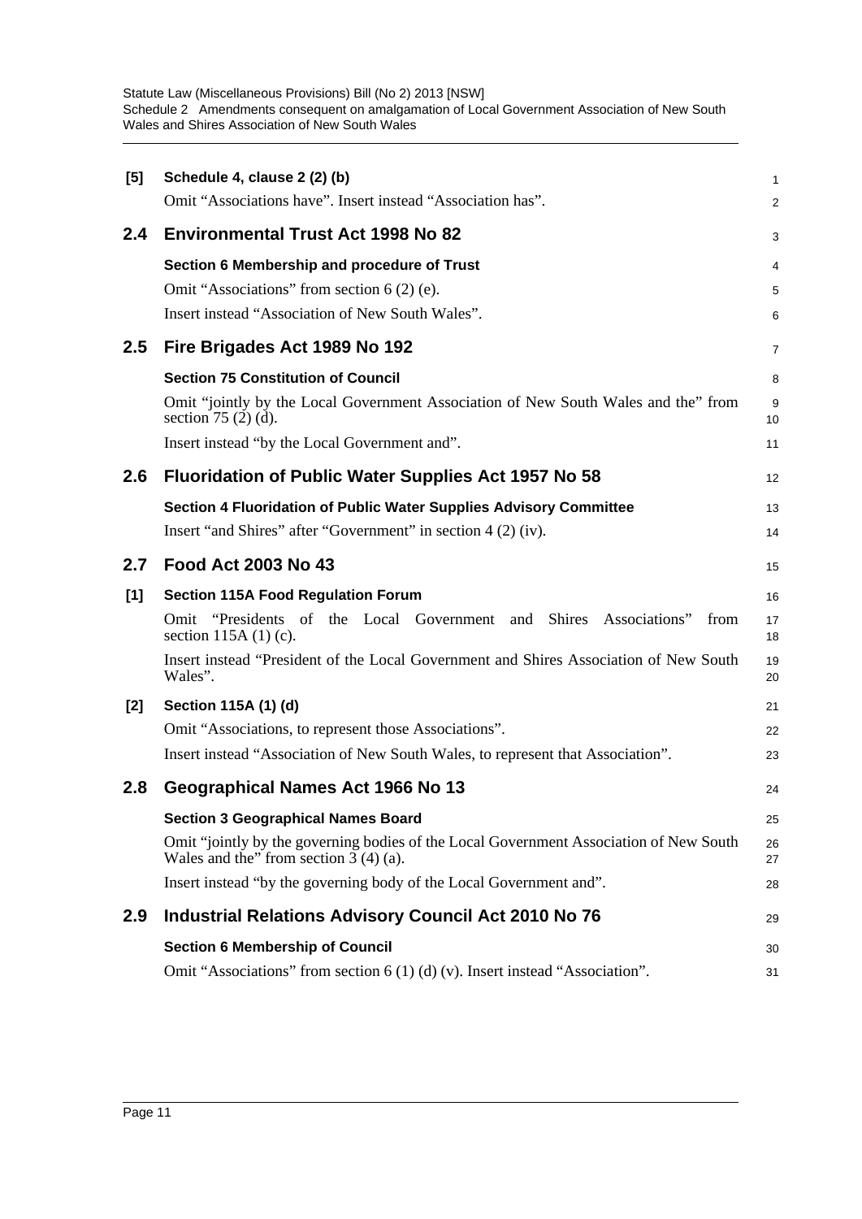**[5] Schedule 4, clause 2 (2) (b)**

Omit "Associations have". Insert instead "Association has".

## 2.4 Environmental Trust Act 1998 No 82

**Section 6 Membership and procedure of Trust**

Omit "Associations" from section 6 (2) (e).

Insert instead "Association of New South Wales".

## 2.5 Fire Brigades Act 1989 No 192

**Section 75 Constitution of Council**

Omit "jointly by the Local Government Association of New South Wales and the" from section 75 (2) (d).

Insert instead "by the Local Government and".

## 2.6 Fluoridation of Public Water Supplies Act 1957 No 58

**Section 4 Fluoridation of Public Water Supplies Advisory Committee**

Insert "and Shires" after "Government" in section 4 (2) (iv).

## 2.7 Food Act 2003 No 43

**[1] Section 115A Food Regulation Forum**

Omit "Presidents of the Local Government and Shires Associations" from section 115A (1) (c).

Insert instead "President of the Local Government and Shires Association of New South Wales".

**[2] Section 115A (1) (d)**

Omit "Associations, to represent those Associations".

Insert instead "Association of New South Wales, to represent that Association".

## 2.8 Geographical Names Act 1966 No 13

**Section 3 Geographical Names Board**

Omit "jointly by the governing bodies of the Local Government Association of New South Wales and the" from section 3 (4) (a).

Insert instead "by the governing body of the Local Government and".

## 2.9 Industrial Relations Advisory Council Act 2010 No 76

**Section 6 Membership of Council**

Omit "Associations" from section 6 (1) (d) (v). Insert instead "Association".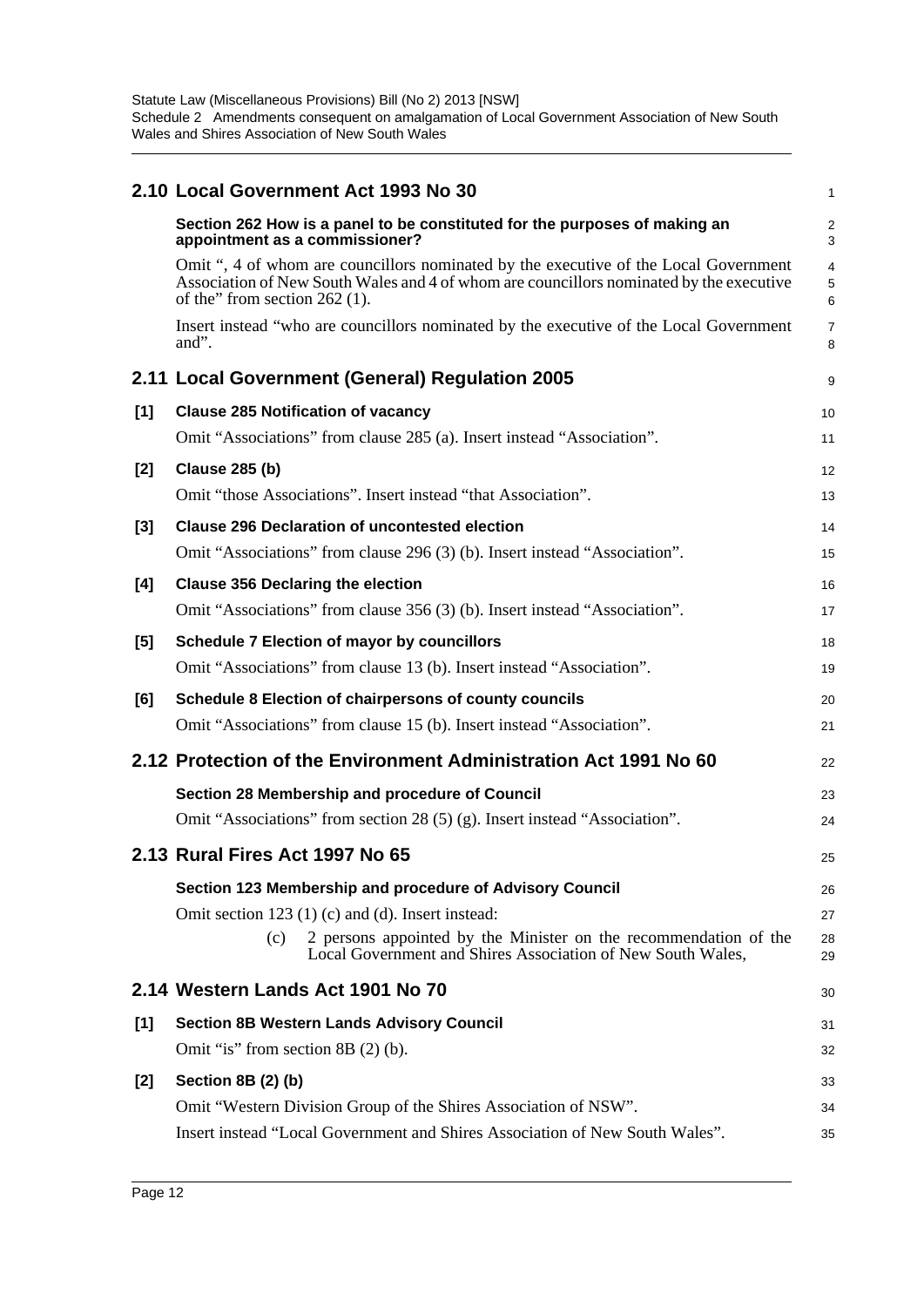## 2.10 Local Government Act 1993 No 30

**Section 262 How is a panel to be constituted for the purposes of making an appointment as a commissioner?**

Omit ", 4 of whom are councillors nominated by the executive of the Local Government Association of New South Wales and 4 of whom are councillors nominated by the executive of the" from section 262 (1).

Insert instead "who are councillors nominated by the executive of the Local Government and".

## 2.11 Local Government (General) Regulation 2005

**[1] Clause 285 Notification of vacancy**

Omit "Associations" from clause 285 (a). Insert instead "Association".

**[2] Clause 285 (b)**

Omit "those Associations". Insert instead "that Association".

**[3] Clause 296 Declaration of uncontested election**

Omit "Associations" from clause 296 (3) (b). Insert instead "Association".

**[4] Clause 356 Declaring the election**

Omit "Associations" from clause 356 (3) (b). Insert instead "Association".

**[5] Schedule 7 Election of mayor by councillors**

Omit "Associations" from clause 13 (b). Insert instead "Association".

**[6] Schedule 8 Election of chairpersons of county councils**

Omit "Associations" from clause 15 (b). Insert instead "Association".

## 2.12 Protection of the Environment Administration Act 1991 No 60

**Section 28 Membership and procedure of Council**

Omit "Associations" from section 28 (5) (g). Insert instead "Association".

## 2.13 Rural Fires Act 1997 No 65

**Section 123 Membership and procedure of Advisory Council**

Omit section 123 (1) (c) and (d). Insert instead:

> (c) 2 persons appointed by the Minister on the recommendation of the Local Government and Shires Association of New South Wales,

## 2.14 Western Lands Act 1901 No 70

**[1] Section 8B Western Lands Advisory Council**

Omit "is" from section 8B (2) (b).

**[2] Section 8B (2) (b)**

Omit "Western Division Group of the Shires Association of NSW".

Insert instead "Local Government and Shires Association of New South Wales".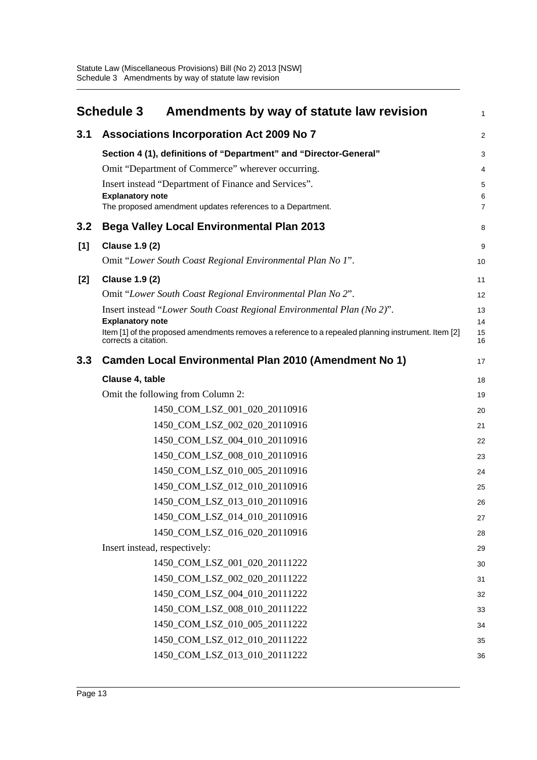## Schedule 3 Amendments by way of statute law revision

### 3.1 Associations Incorporation Act 2009 No 7

**Section 4 (1), definitions of "Department" and "Director-General"**

Omit "Department of Commerce" wherever occurring.

Insert instead "Department of Finance and Services".

**Explanatory note**

The proposed amendment updates references to a Department.

### 3.2 Bega Valley Local Environmental Plan 2013

**[1] Clause 1.9 (2)**

Omit "*Lower South Coast Regional Environmental Plan No 1*".

**[2] Clause 1.9 (2)**

Omit "*Lower South Coast Regional Environmental Plan No 2*".

Insert instead "*Lower South Coast Regional Environmental Plan (No 2)*".

**Explanatory note**

Item [1] of the proposed amendments removes a reference to a repealed planning instrument. Item [2] corrects a citation.

### 3.3 Camden Local Environmental Plan 2010 (Amendment No 1)

**Clause 4, table**

Omit the following from Column 2:

1450_COM_LSZ_001_020_20110916
1450_COM_LSZ_002_020_20110916
1450_COM_LSZ_004_010_20110916
1450_COM_LSZ_008_010_20110916
1450_COM_LSZ_010_005_20110916
1450_COM_LSZ_012_010_20110916
1450_COM_LSZ_013_010_20110916
1450_COM_LSZ_014_010_20110916
1450_COM_LSZ_016_020_20110916

Insert instead, respectively:

1450_COM_LSZ_001_020_20111222
1450_COM_LSZ_002_020_20111222
1450_COM_LSZ_004_010_20111222
1450_COM_LSZ_008_010_20111222
1450_COM_LSZ_010_005_20111222
1450_COM_LSZ_012_010_20111222
1450_COM_LSZ_013_010_20111222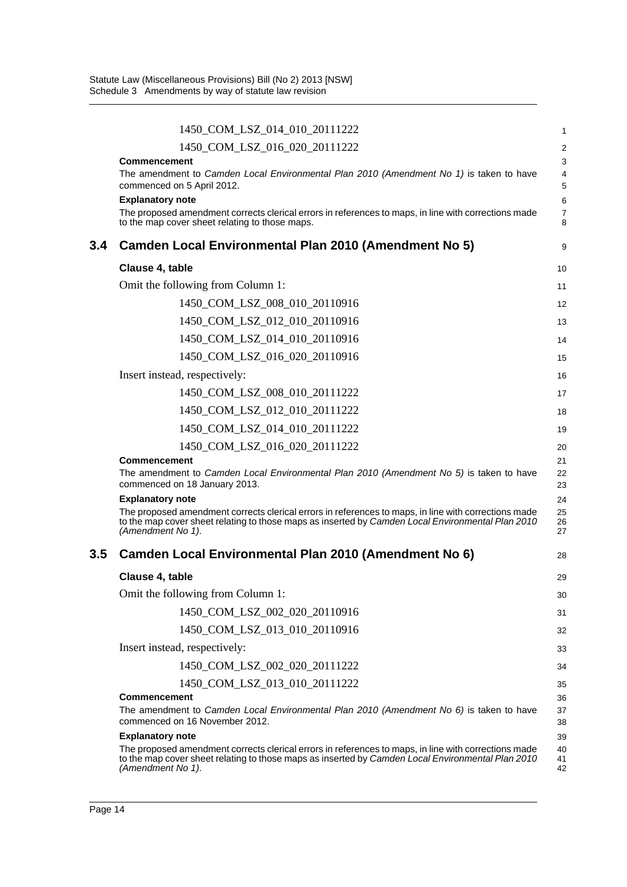1450_COM_LSZ_014_010_20111222

1450_COM_LSZ_016_020_20111222

**Commencement**

The amendment to *Camden Local Environmental Plan 2010 (Amendment No 1)* is taken to have commenced on 5 April 2012.

**Explanatory note**

The proposed amendment corrects clerical errors in references to maps, in line with corrections made to the map cover sheet relating to those maps.

## 3.4 Camden Local Environmental Plan 2010 (Amendment No 5)

**Clause 4, table**

Omit the following from Column 1:

1450_COM_LSZ_008_010_20110916

1450_COM_LSZ_012_010_20110916

1450_COM_LSZ_014_010_20110916

1450_COM_LSZ_016_020_20110916

Insert instead, respectively:

1450_COM_LSZ_008_010_20111222

1450_COM_LSZ_012_010_20111222

1450_COM_LSZ_014_010_20111222

1450_COM_LSZ_016_020_20111222

**Commencement**

The amendment to *Camden Local Environmental Plan 2010 (Amendment No 5)* is taken to have commenced on 18 January 2013.

**Explanatory note**

The proposed amendment corrects clerical errors in references to maps, in line with corrections made to the map cover sheet relating to those maps as inserted by *Camden Local Environmental Plan 2010 (Amendment No 1)*.

## 3.5 Camden Local Environmental Plan 2010 (Amendment No 6)

**Clause 4, table**

Omit the following from Column 1:

1450_COM_LSZ_002_020_20110916

1450_COM_LSZ_013_010_20110916

Insert instead, respectively:

1450_COM_LSZ_002_020_20111222

1450_COM_LSZ_013_010_20111222

**Commencement**

The amendment to *Camden Local Environmental Plan 2010 (Amendment No 6)* is taken to have commenced on 16 November 2012.

**Explanatory note**

The proposed amendment corrects clerical errors in references to maps, in line with corrections made to the map cover sheet relating to those maps as inserted by *Camden Local Environmental Plan 2010 (Amendment No 1)*.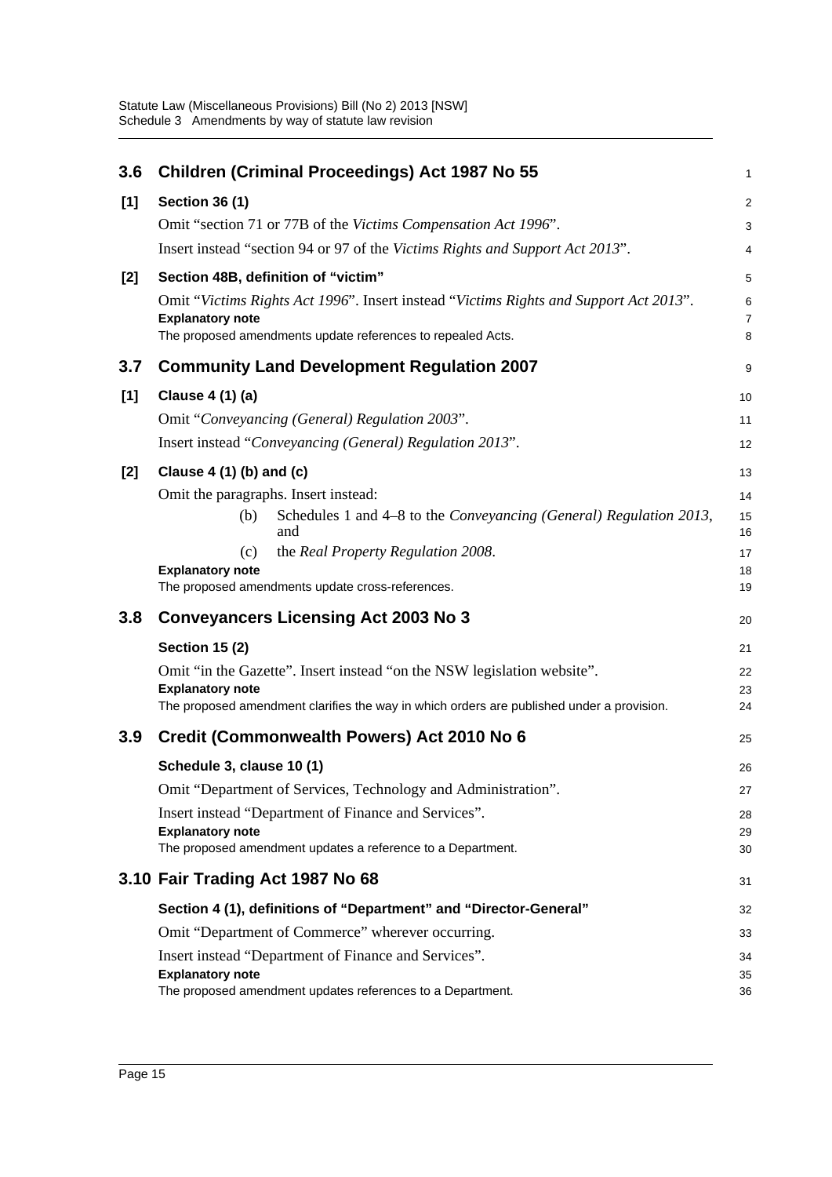## 3.6 Children (Criminal Proceedings) Act 1987 No 55

**[1] Section 36 (1)**

Omit "section 71 or 77B of the *Victims Compensation Act 1996*".

Insert instead "section 94 or 97 of the *Victims Rights and Support Act 2013*".

**[2] Section 48B, definition of "victim"**

Omit "*Victims Rights Act 1996*". Insert instead "*Victims Rights and Support Act 2013*".

**Explanatory note**

The proposed amendments update references to repealed Acts.

## 3.7 Community Land Development Regulation 2007

**[1] Clause 4 (1) (a)**

Omit "*Conveyancing (General) Regulation 2003*".

Insert instead "*Conveyancing (General) Regulation 2013*".

**[2] Clause 4 (1) (b) and (c)**

Omit the paragraphs. Insert instead:

(b) Schedules 1 and 4–8 to the *Conveyancing (General) Regulation 2013*, and

(c) the *Real Property Regulation 2008*.

**Explanatory note**

The proposed amendments update cross-references.

## 3.8 Conveyancers Licensing Act 2003 No 3

**Section 15 (2)**

Omit "in the Gazette". Insert instead "on the NSW legislation website".

**Explanatory note**

The proposed amendment clarifies the way in which orders are published under a provision.

## 3.9 Credit (Commonwealth Powers) Act 2010 No 6

**Schedule 3, clause 10 (1)**

Omit "Department of Services, Technology and Administration".

Insert instead "Department of Finance and Services".

**Explanatory note**

The proposed amendment updates a reference to a Department.

## 3.10 Fair Trading Act 1987 No 68

**Section 4 (1), definitions of "Department" and "Director-General"**

Omit "Department of Commerce" wherever occurring.

Insert instead "Department of Finance and Services".

**Explanatory note**

The proposed amendment updates references to a Department.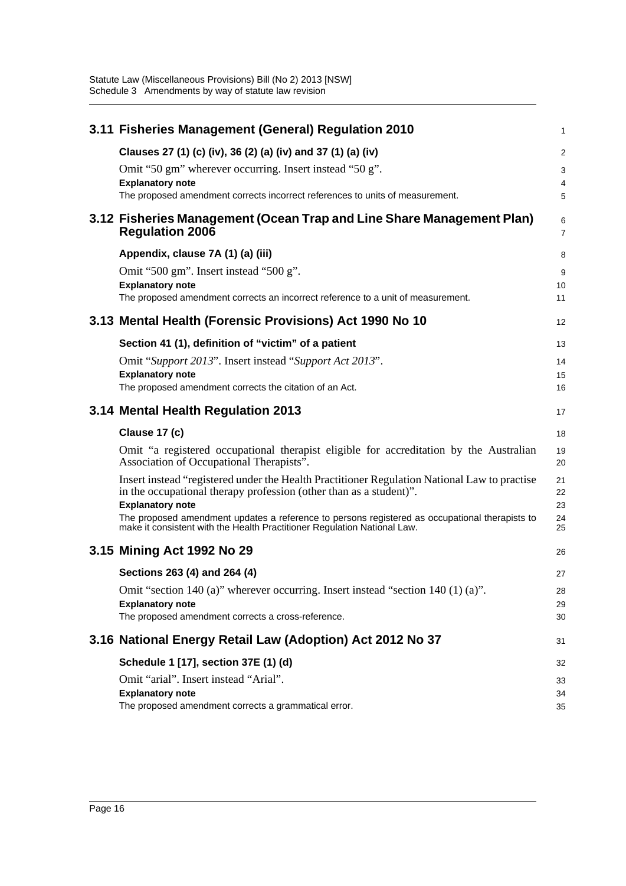## 3.11 Fisheries Management (General) Regulation 2010

### Clauses 27 (1) (c) (iv), 36 (2) (a) (iv) and 37 (1) (a) (iv)

Omit "50 gm" wherever occurring. Insert instead "50 g".

**Explanatory note**

The proposed amendment corrects incorrect references to units of measurement.

## 3.12 Fisheries Management (Ocean Trap and Line Share Management Plan) Regulation 2006

### Appendix, clause 7A (1) (a) (iii)

Omit "500 gm". Insert instead "500 g".

**Explanatory note**

The proposed amendment corrects an incorrect reference to a unit of measurement.

## 3.13 Mental Health (Forensic Provisions) Act 1990 No 10

### Section 41 (1), definition of "victim" of a patient

Omit "*Support 2013*". Insert instead "*Support Act 2013*".

**Explanatory note**

The proposed amendment corrects the citation of an Act.

## 3.14 Mental Health Regulation 2013

### Clause 17 (c)

Omit "a registered occupational therapist eligible for accreditation by the Australian Association of Occupational Therapists".

Insert instead "registered under the Health Practitioner Regulation National Law to practise in the occupational therapy profession (other than as a student)".

**Explanatory note**

The proposed amendment updates a reference to persons registered as occupational therapists to make it consistent with the Health Practitioner Regulation National Law.

## 3.15 Mining Act 1992 No 29

### Sections 263 (4) and 264 (4)

Omit "section 140 (a)" wherever occurring. Insert instead "section 140 (1) (a)".

**Explanatory note**

The proposed amendment corrects a cross-reference.

## 3.16 National Energy Retail Law (Adoption) Act 2012 No 37

### Schedule 1 [17], section 37E (1) (d)

Omit "arial". Insert instead "Arial".

**Explanatory note**

The proposed amendment corrects a grammatical error.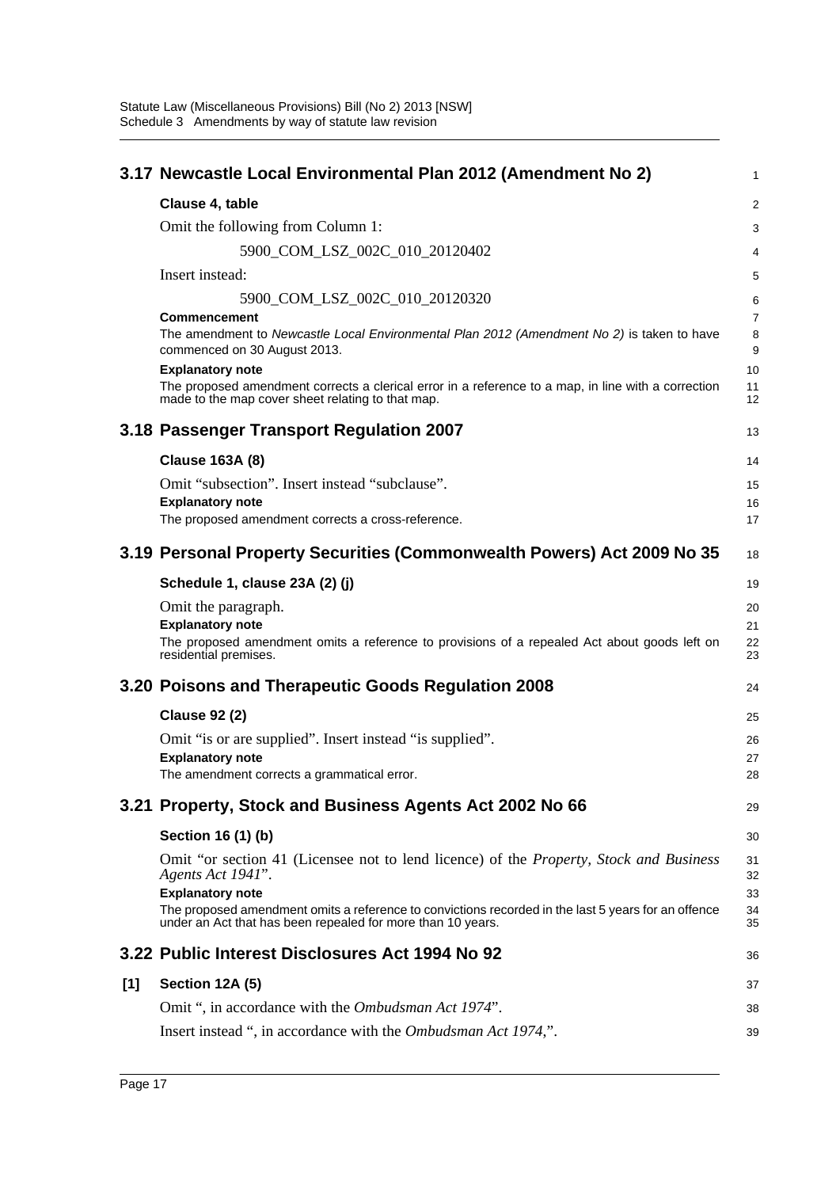## 3.17 Newcastle Local Environmental Plan 2012 (Amendment No 2)

**Clause 4, table**

Omit the following from Column 1:

5900_COM_LSZ_002C_010_20120402

Insert instead:

5900_COM_LSZ_002C_010_20120320

**Commencement**

The amendment to *Newcastle Local Environmental Plan 2012 (Amendment No 2)* is taken to have commenced on 30 August 2013.

**Explanatory note**

The proposed amendment corrects a clerical error in a reference to a map, in line with a correction made to the map cover sheet relating to that map.

## 3.18 Passenger Transport Regulation 2007

**Clause 163A (8)**

Omit "subsection". Insert instead "subclause".

**Explanatory note**

The proposed amendment corrects a cross-reference.

## 3.19 Personal Property Securities (Commonwealth Powers) Act 2009 No 35

**Schedule 1, clause 23A (2) (j)**

Omit the paragraph.

**Explanatory note**

The proposed amendment omits a reference to provisions of a repealed Act about goods left on residential premises.

## 3.20 Poisons and Therapeutic Goods Regulation 2008

**Clause 92 (2)**

Omit "is or are supplied". Insert instead "is supplied".

**Explanatory note**

The amendment corrects a grammatical error.

## 3.21 Property, Stock and Business Agents Act 2002 No 66

**Section 16 (1) (b)**

Omit "or section 41 (Licensee not to lend licence) of the *Property, Stock and Business Agents Act 1941*".

**Explanatory note**

The proposed amendment omits a reference to convictions recorded in the last 5 years for an offence under an Act that has been repealed for more than 10 years.

## 3.22 Public Interest Disclosures Act 1994 No 92

**[1] Section 12A (5)**

Omit ", in accordance with the *Ombudsman Act 1974*".

Insert instead ", in accordance with the *Ombudsman Act 1974*,".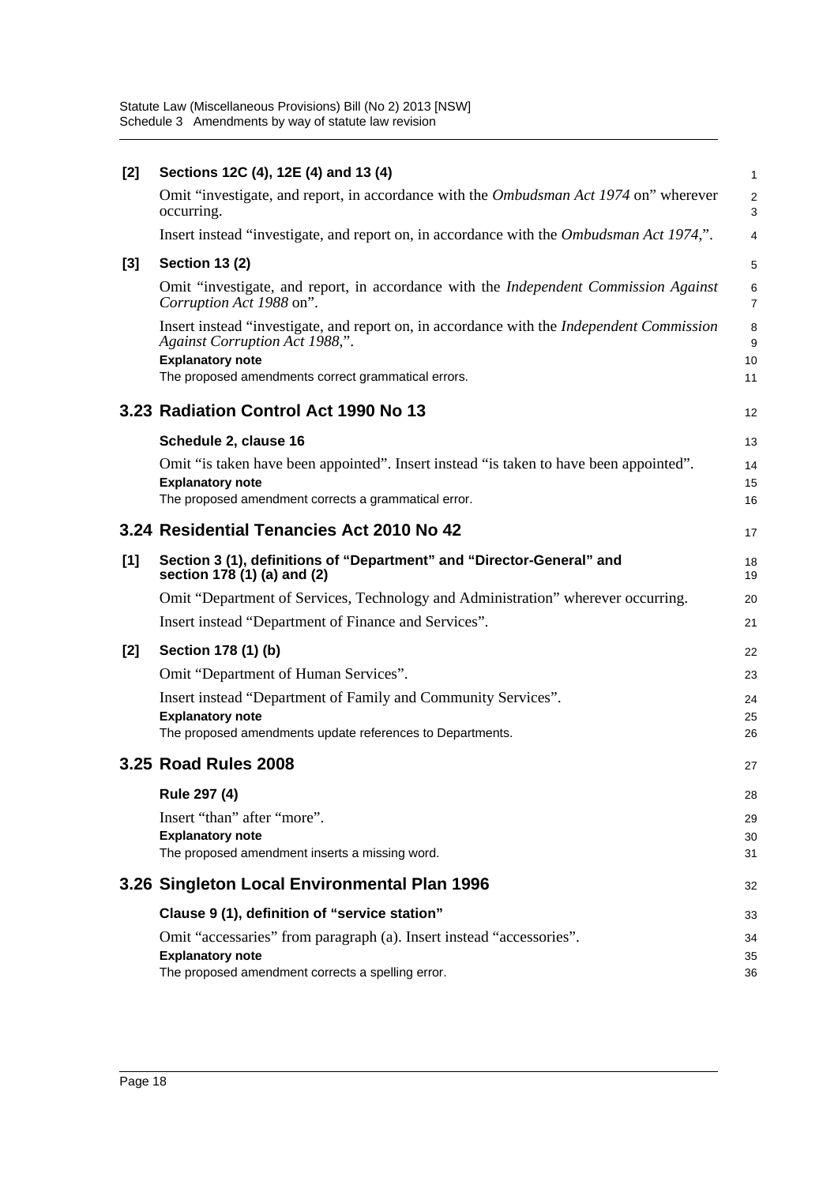**[2] Sections 12C (4), 12E (4) and 13 (4)**

Omit "investigate, and report, in accordance with the *Ombudsman Act 1974* on" wherever occurring.

Insert instead "investigate, and report on, in accordance with the *Ombudsman Act 1974*,".

**[3] Section 13 (2)**

Omit "investigate, and report, in accordance with the *Independent Commission Against Corruption Act 1988* on".

Insert instead "investigate, and report on, in accordance with the *Independent Commission Against Corruption Act 1988*,".

**Explanatory note**

The proposed amendments correct grammatical errors.

## 3.23 Radiation Control Act 1990 No 13

**Schedule 2, clause 16**

Omit "is taken have been appointed". Insert instead "is taken to have been appointed".

**Explanatory note**

The proposed amendment corrects a grammatical error.

## 3.24 Residential Tenancies Act 2010 No 42

**[1] Section 3 (1), definitions of "Department" and "Director-General" and section 178 (1) (a) and (2)**

Omit "Department of Services, Technology and Administration" wherever occurring.

Insert instead "Department of Finance and Services".

**[2] Section 178 (1) (b)**

Omit "Department of Human Services".

Insert instead "Department of Family and Community Services".

**Explanatory note**

The proposed amendments update references to Departments.

## 3.25 Road Rules 2008

**Rule 297 (4)**

Insert "than" after "more".

**Explanatory note**

The proposed amendment inserts a missing word.

## 3.26 Singleton Local Environmental Plan 1996

**Clause 9 (1), definition of "service station"**

Omit "accessaries" from paragraph (a). Insert instead "accessories".

**Explanatory note**

The proposed amendment corrects a spelling error.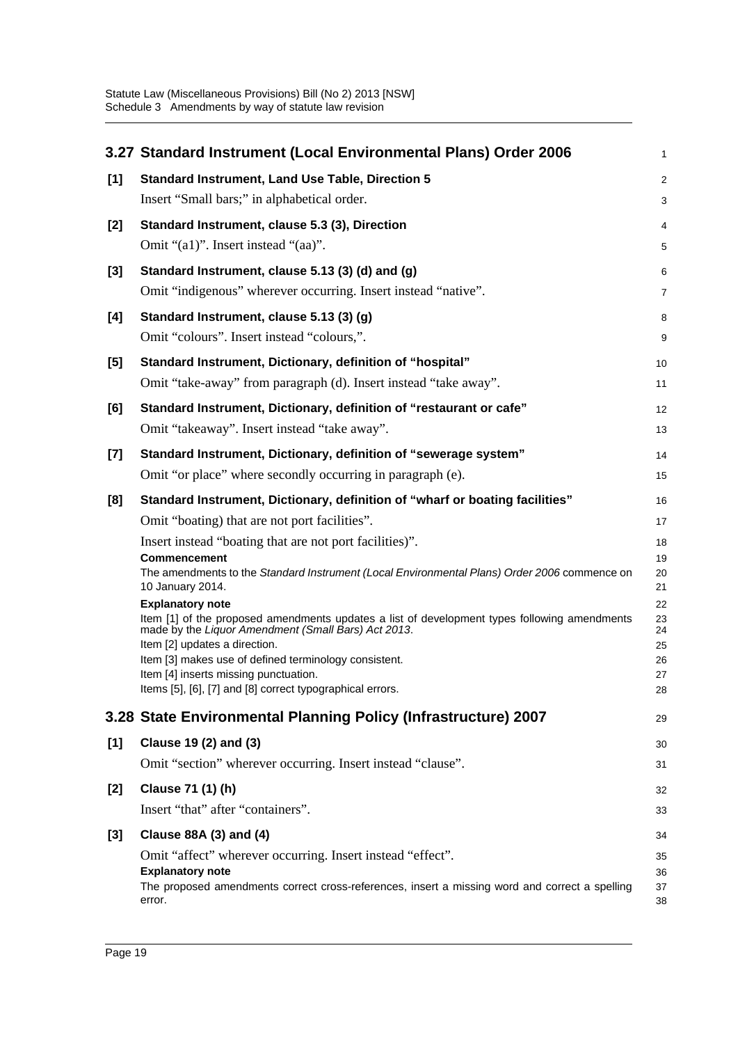## 3.27 Standard Instrument (Local Environmental Plans) Order 2006

**[1] Standard Instrument, Land Use Table, Direction 5**

Insert "Small bars;" in alphabetical order.

**[2] Standard Instrument, clause 5.3 (3), Direction**

Omit "(a1)". Insert instead "(aa)".

**[3] Standard Instrument, clause 5.13 (3) (d) and (g)**

Omit "indigenous" wherever occurring. Insert instead "native".

**[4] Standard Instrument, clause 5.13 (3) (g)**

Omit "colours". Insert instead "colours,".

**[5] Standard Instrument, Dictionary, definition of "hospital"**

Omit "take-away" from paragraph (d). Insert instead "take away".

**[6] Standard Instrument, Dictionary, definition of "restaurant or cafe"**

Omit "takeaway". Insert instead "take away".

**[7] Standard Instrument, Dictionary, definition of "sewerage system"**

Omit "or place" where secondly occurring in paragraph (e).

**[8] Standard Instrument, Dictionary, definition of "wharf or boating facilities"**

Omit "boating) that are not port facilities".

Insert instead "boating that are not port facilities)".

**Commencement**

The amendments to the *Standard Instrument (Local Environmental Plans) Order 2006* commence on 10 January 2014.

**Explanatory note**

Item [1] of the proposed amendments updates a list of development types following amendments made by the *Liquor Amendment (Small Bars) Act 2013*.

Item [2] updates a direction.

Item [3] makes use of defined terminology consistent.

Item [4] inserts missing punctuation.

Items [5], [6], [7] and [8] correct typographical errors.

## 3.28 State Environmental Planning Policy (Infrastructure) 2007

**[1] Clause 19 (2) and (3)**

Omit "section" wherever occurring. Insert instead "clause".

**[2] Clause 71 (1) (h)**

Insert "that" after "containers".

**[3] Clause 88A (3) and (4)**

Omit "affect" wherever occurring. Insert instead "effect".

**Explanatory note**

The proposed amendments correct cross-references, insert a missing word and correct a spelling error.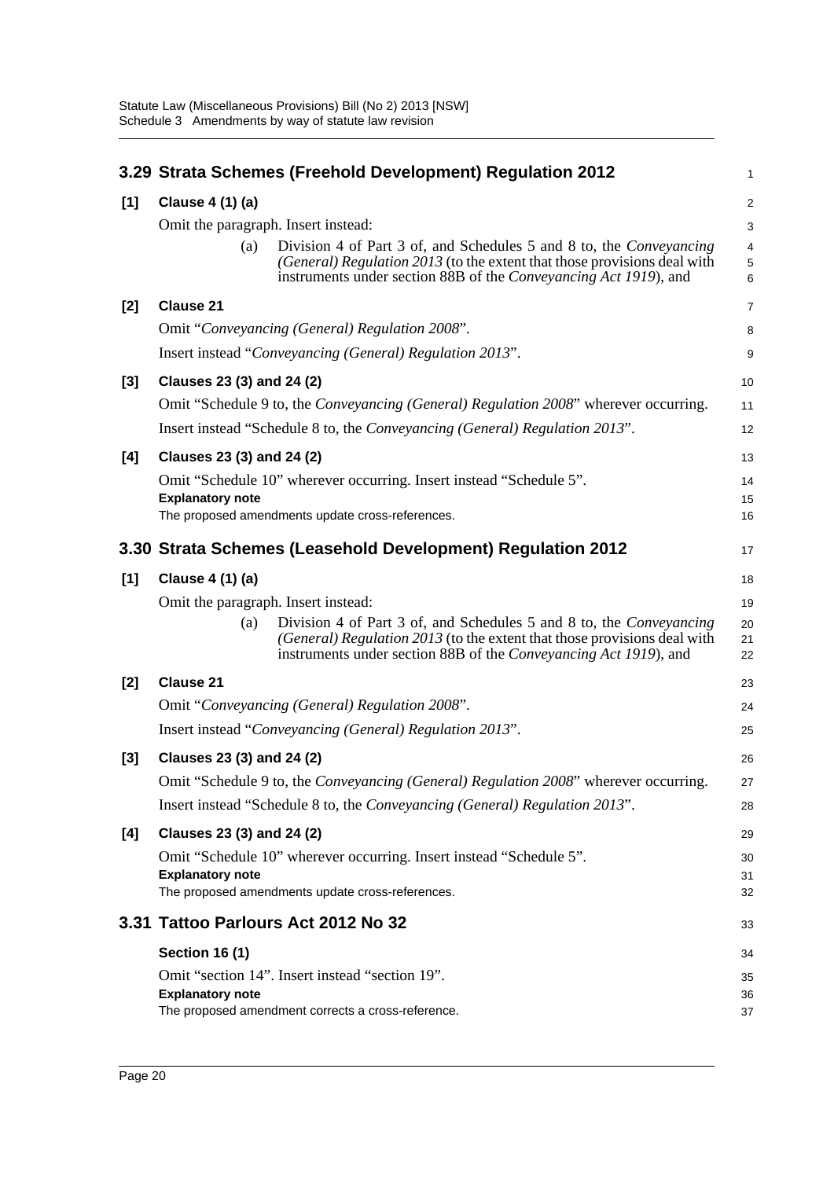## 3.29 Strata Schemes (Freehold Development) Regulation 2012

**[1] Clause 4 (1) (a)**

Omit the paragraph. Insert instead:

(a) Division 4 of Part 3 of, and Schedules 5 and 8 to, the *Conveyancing (General) Regulation 2013* (to the extent that those provisions deal with instruments under section 88B of the *Conveyancing Act 1919*), and

**[2] Clause 21**

Omit "*Conveyancing (General) Regulation 2008*".

Insert instead "*Conveyancing (General) Regulation 2013*".

**[3] Clauses 23 (3) and 24 (2)**

Omit "Schedule 9 to, the *Conveyancing (General) Regulation 2008*" wherever occurring.

Insert instead "Schedule 8 to, the *Conveyancing (General) Regulation 2013*".

**[4] Clauses 23 (3) and 24 (2)**

Omit "Schedule 10" wherever occurring. Insert instead "Schedule 5".

**Explanatory note**

The proposed amendments update cross-references.

## 3.30 Strata Schemes (Leasehold Development) Regulation 2012

**[1] Clause 4 (1) (a)**

Omit the paragraph. Insert instead:

(a) Division 4 of Part 3 of, and Schedules 5 and 8 to, the *Conveyancing (General) Regulation 2013* (to the extent that those provisions deal with instruments under section 88B of the *Conveyancing Act 1919*), and

**[2] Clause 21**

Omit "*Conveyancing (General) Regulation 2008*".

Insert instead "*Conveyancing (General) Regulation 2013*".

**[3] Clauses 23 (3) and 24 (2)**

Omit "Schedule 9 to, the *Conveyancing (General) Regulation 2008*" wherever occurring.

Insert instead "Schedule 8 to, the *Conveyancing (General) Regulation 2013*".

**[4] Clauses 23 (3) and 24 (2)**

Omit "Schedule 10" wherever occurring. Insert instead "Schedule 5".

**Explanatory note**

The proposed amendments update cross-references.

## 3.31 Tattoo Parlours Act 2012 No 32

**Section 16 (1)**

Omit "section 14". Insert instead "section 19".

**Explanatory note**

The proposed amendment corrects a cross-reference.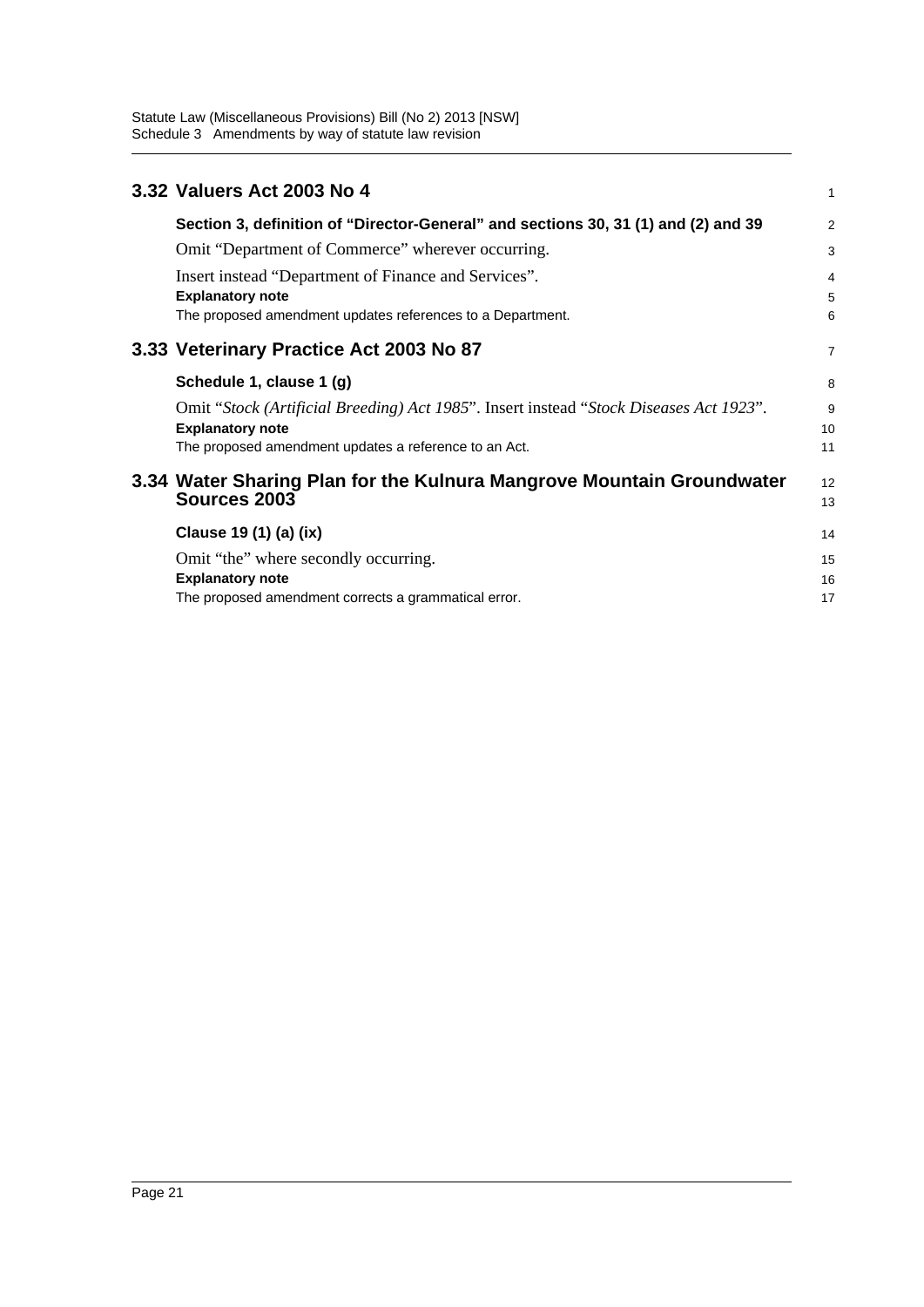## 3.32 Valuers Act 2003 No 4

**Section 3, definition of "Director-General" and sections 30, 31 (1) and (2) and 39**

Omit "Department of Commerce" wherever occurring.

Insert instead "Department of Finance and Services".

**Explanatory note**

The proposed amendment updates references to a Department.

## 3.33 Veterinary Practice Act 2003 No 87

**Schedule 1, clause 1 (g)**

Omit "*Stock (Artificial Breeding) Act 1985*". Insert instead "*Stock Diseases Act 1923*".

**Explanatory note**

The proposed amendment updates a reference to an Act.

## 3.34 Water Sharing Plan for the Kulnura Mangrove Mountain Groundwater Sources 2003

**Clause 19 (1) (a) (ix)**

Omit "the" where secondly occurring.

**Explanatory note**

The proposed amendment corrects a grammatical error.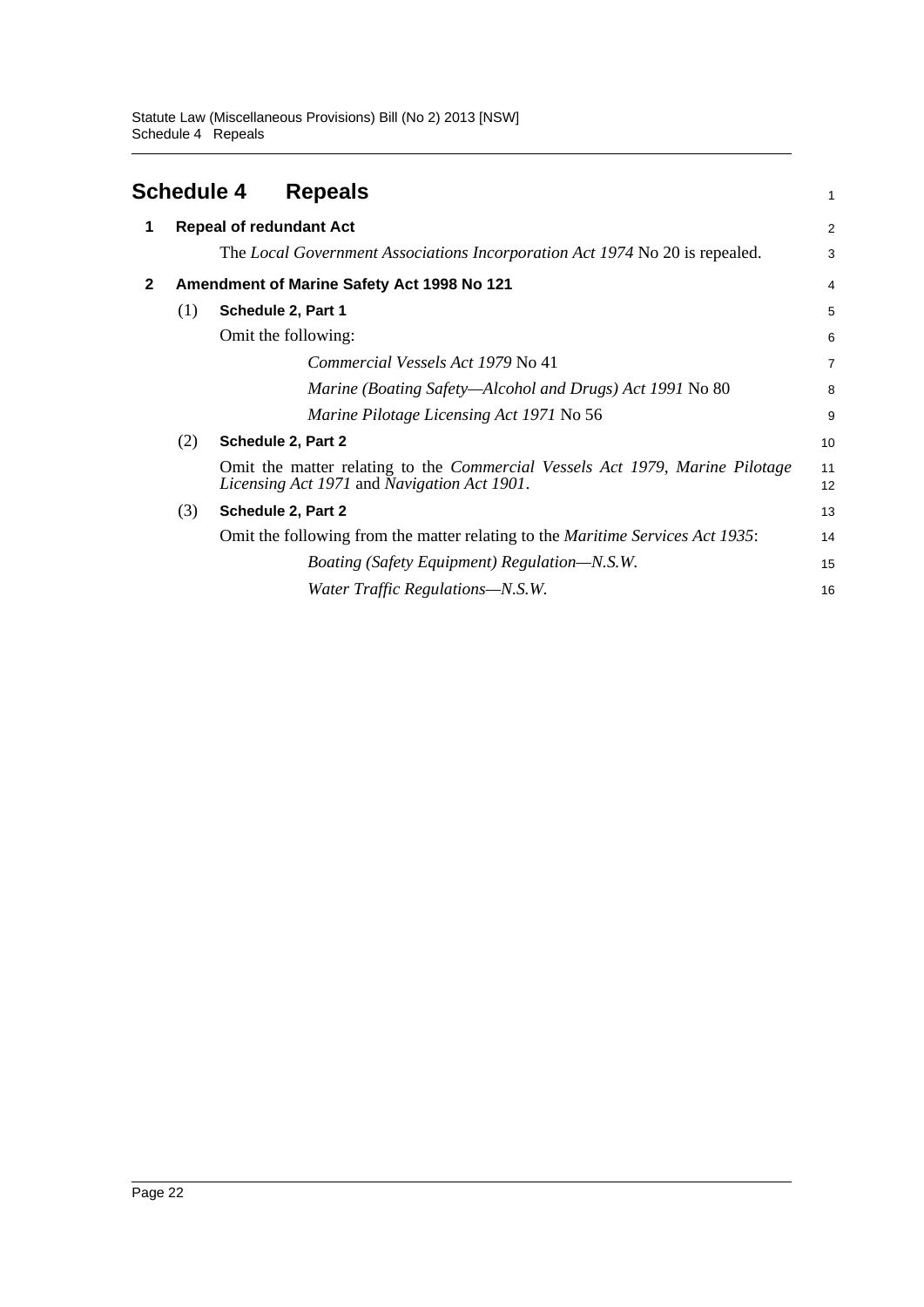## Schedule 4 Repeals

### 1 Repeal of redundant Act

The *Local Government Associations Incorporation Act 1974* No 20 is repealed.

### 2 Amendment of Marine Safety Act 1998 No 121

**(1) Schedule 2, Part 1**

Omit the following:

*Commercial Vessels Act 1979* No 41

*Marine (Boating Safety—Alcohol and Drugs) Act 1991* No 80

*Marine Pilotage Licensing Act 1971* No 56

**(2) Schedule 2, Part 2**

Omit the matter relating to the *Commercial Vessels Act 1979*, *Marine Pilotage Licensing Act 1971* and *Navigation Act 1901*.

**(3) Schedule 2, Part 2**

Omit the following from the matter relating to the *Maritime Services Act 1935*:

*Boating (Safety Equipment) Regulation—N.S.W.*

*Water Traffic Regulations—N.S.W.*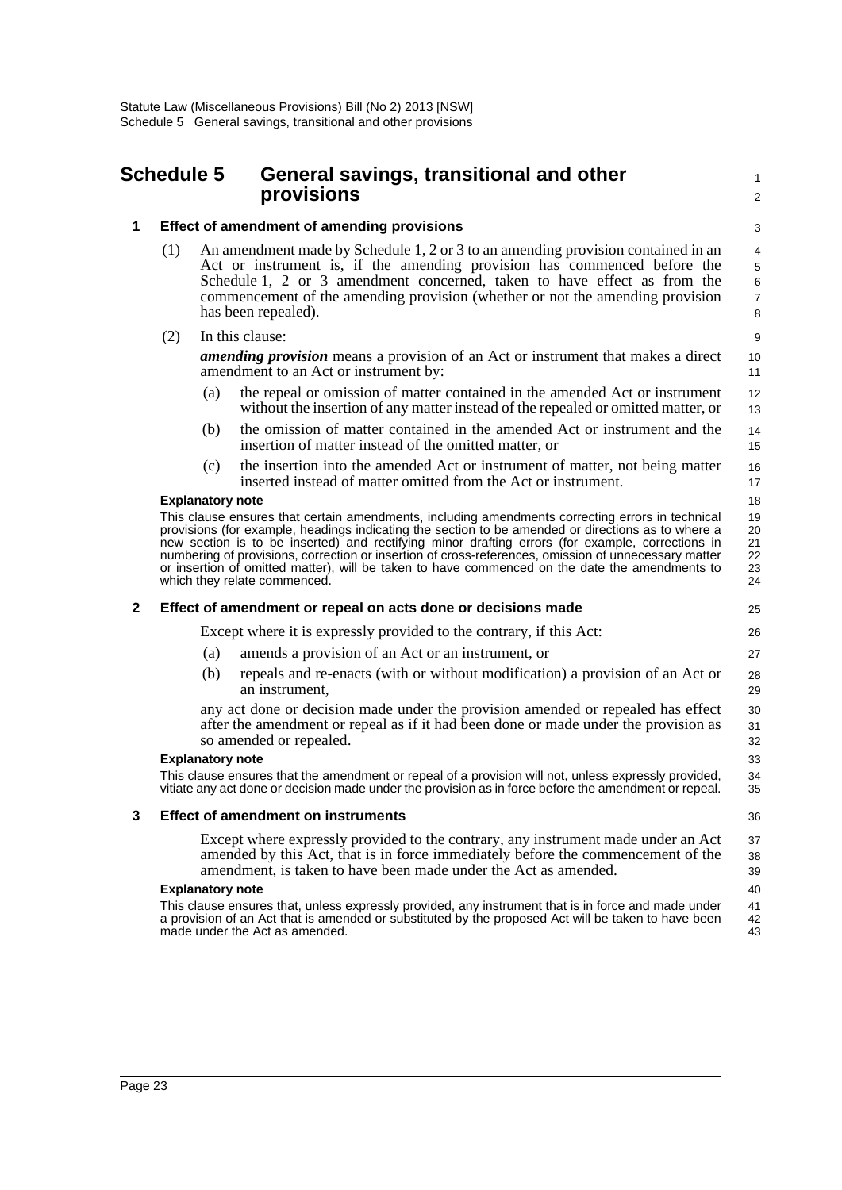# Schedule 5 General savings, transitional and other provisions

## 1 Effect of amendment of amending provisions

(1) An amendment made by Schedule 1, 2 or 3 to an amending provision contained in an Act or instrument is, if the amending provision has commenced before the Schedule 1, 2 or 3 amendment concerned, taken to have effect as from the commencement of the amending provision (whether or not the amending provision has been repealed).

(2) In this clause:

***amending provision*** means a provision of an Act or instrument that makes a direct amendment to an Act or instrument by:

(a) the repeal or omission of matter contained in the amended Act or instrument without the insertion of any matter instead of the repealed or omitted matter, or

(b) the omission of matter contained in the amended Act or instrument and the insertion of matter instead of the omitted matter, or

(c) the insertion into the amended Act or instrument of matter, not being matter inserted instead of matter omitted from the Act or instrument.

**Explanatory note**

This clause ensures that certain amendments, including amendments correcting errors in technical provisions (for example, headings indicating the section to be amended or directions as to where a new section is to be inserted) and rectifying minor drafting errors (for example, corrections in numbering of provisions, correction or insertion of cross-references, omission of unnecessary matter or insertion of omitted matter), will be taken to have commenced on the date the amendments to which they relate commenced.

## 2 Effect of amendment or repeal on acts done or decisions made

Except where it is expressly provided to the contrary, if this Act:

(a) amends a provision of an Act or an instrument, or

(b) repeals and re-enacts (with or without modification) a provision of an Act or an instrument,

any act done or decision made under the provision amended or repealed has effect after the amendment or repeal as if it had been done or made under the provision as so amended or repealed.

**Explanatory note**

This clause ensures that the amendment or repeal of a provision will not, unless expressly provided, vitiate any act done or decision made under the provision as in force before the amendment or repeal.

## 3 Effect of amendment on instruments

Except where expressly provided to the contrary, any instrument made under an Act amended by this Act, that is in force immediately before the commencement of the amendment, is taken to have been made under the Act as amended.

**Explanatory note**

This clause ensures that, unless expressly provided, any instrument that is in force and made under a provision of an Act that is amended or substituted by the proposed Act will be taken to have been made under the Act as amended.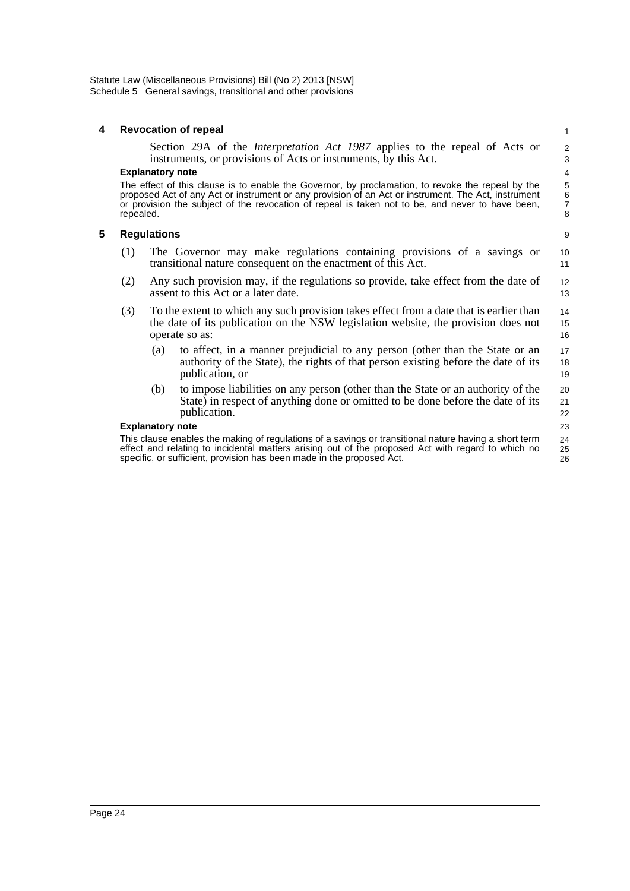## 4 Revocation of repeal

Section 29A of the *Interpretation Act 1987* applies to the repeal of Acts or instruments, or provisions of Acts or instruments, by this Act.

**Explanatory note**

The effect of this clause is to enable the Governor, by proclamation, to revoke the repeal by the proposed Act of any Act or instrument or any provision of an Act or instrument. The Act, instrument or provision the subject of the revocation of repeal is taken not to be, and never to have been, repealed.

## 5 Regulations

(1) The Governor may make regulations containing provisions of a savings or transitional nature consequent on the enactment of this Act.

(2) Any such provision may, if the regulations so provide, take effect from the date of assent to this Act or a later date.

(3) To the extent to which any such provision takes effect from a date that is earlier than the date of its publication on the NSW legislation website, the provision does not operate so as:

- (a) to affect, in a manner prejudicial to any person (other than the State or an authority of the State), the rights of that person existing before the date of its publication, or
- (b) to impose liabilities on any person (other than the State or an authority of the State) in respect of anything done or omitted to be done before the date of its publication.

**Explanatory note**

This clause enables the making of regulations of a savings or transitional nature having a short term effect and relating to incidental matters arising out of the proposed Act with regard to which no specific, or sufficient, provision has been made in the proposed Act.